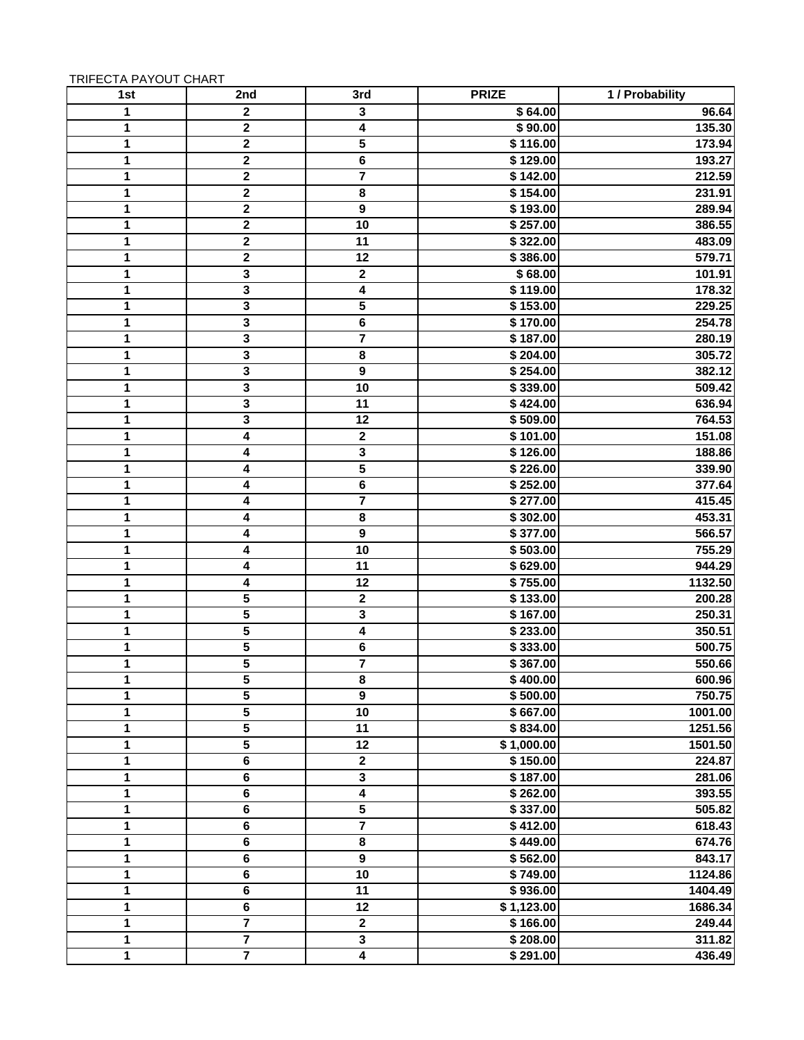TRIFECTA PAYOUT CHART

| 1st | 2nd | 3rd | PRIZE | 1 / Probability |
|---|---|---|---|---|
| 1 | 2 | 3 | $ 64.00 | 96.64 |
| 1 | 2 | 4 | $ 90.00 | 135.30 |
| 1 | 2 | 5 | $ 116.00 | 173.94 |
| 1 | 2 | 6 | $ 129.00 | 193.27 |
| 1 | 2 | 7 | $ 142.00 | 212.59 |
| 1 | 2 | 8 | $ 154.00 | 231.91 |
| 1 | 2 | 9 | $ 193.00 | 289.94 |
| 1 | 2 | 10 | $ 257.00 | 386.55 |
| 1 | 2 | 11 | $ 322.00 | 483.09 |
| 1 | 2 | 12 | $ 386.00 | 579.71 |
| 1 | 3 | 2 | $ 68.00 | 101.91 |
| 1 | 3 | 4 | $ 119.00 | 178.32 |
| 1 | 3 | 5 | $ 153.00 | 229.25 |
| 1 | 3 | 6 | $ 170.00 | 254.78 |
| 1 | 3 | 7 | $ 187.00 | 280.19 |
| 1 | 3 | 8 | $ 204.00 | 305.72 |
| 1 | 3 | 9 | $ 254.00 | 382.12 |
| 1 | 3 | 10 | $ 339.00 | 509.42 |
| 1 | 3 | 11 | $ 424.00 | 636.94 |
| 1 | 3 | 12 | $ 509.00 | 764.53 |
| 1 | 4 | 2 | $ 101.00 | 151.08 |
| 1 | 4 | 3 | $ 126.00 | 188.86 |
| 1 | 4 | 5 | $ 226.00 | 339.90 |
| 1 | 4 | 6 | $ 252.00 | 377.64 |
| 1 | 4 | 7 | $ 277.00 | 415.45 |
| 1 | 4 | 8 | $ 302.00 | 453.31 |
| 1 | 4 | 9 | $ 377.00 | 566.57 |
| 1 | 4 | 10 | $ 503.00 | 755.29 |
| 1 | 4 | 11 | $ 629.00 | 944.29 |
| 1 | 4 | 12 | $ 755.00 | 1132.50 |
| 1 | 5 | 2 | $ 133.00 | 200.28 |
| 1 | 5 | 3 | $ 167.00 | 250.31 |
| 1 | 5 | 4 | $ 233.00 | 350.51 |
| 1 | 5 | 6 | $ 333.00 | 500.75 |
| 1 | 5 | 7 | $ 367.00 | 550.66 |
| 1 | 5 | 8 | $ 400.00 | 600.96 |
| 1 | 5 | 9 | $ 500.00 | 750.75 |
| 1 | 5 | 10 | $ 667.00 | 1001.00 |
| 1 | 5 | 11 | $ 834.00 | 1251.56 |
| 1 | 5 | 12 | $ 1,000.00 | 1501.50 |
| 1 | 6 | 2 | $ 150.00 | 224.87 |
| 1 | 6 | 3 | $ 187.00 | 281.06 |
| 1 | 6 | 4 | $ 262.00 | 393.55 |
| 1 | 6 | 5 | $ 337.00 | 505.82 |
| 1 | 6 | 7 | $ 412.00 | 618.43 |
| 1 | 6 | 8 | $ 449.00 | 674.76 |
| 1 | 6 | 9 | $ 562.00 | 843.17 |
| 1 | 6 | 10 | $ 749.00 | 1124.86 |
| 1 | 6 | 11 | $ 936.00 | 1404.49 |
| 1 | 6 | 12 | $ 1,123.00 | 1686.34 |
| 1 | 7 | 2 | $ 166.00 | 249.44 |
| 1 | 7 | 3 | $ 208.00 | 311.82 |
| 1 | 7 | 4 | $ 291.00 | 436.49 |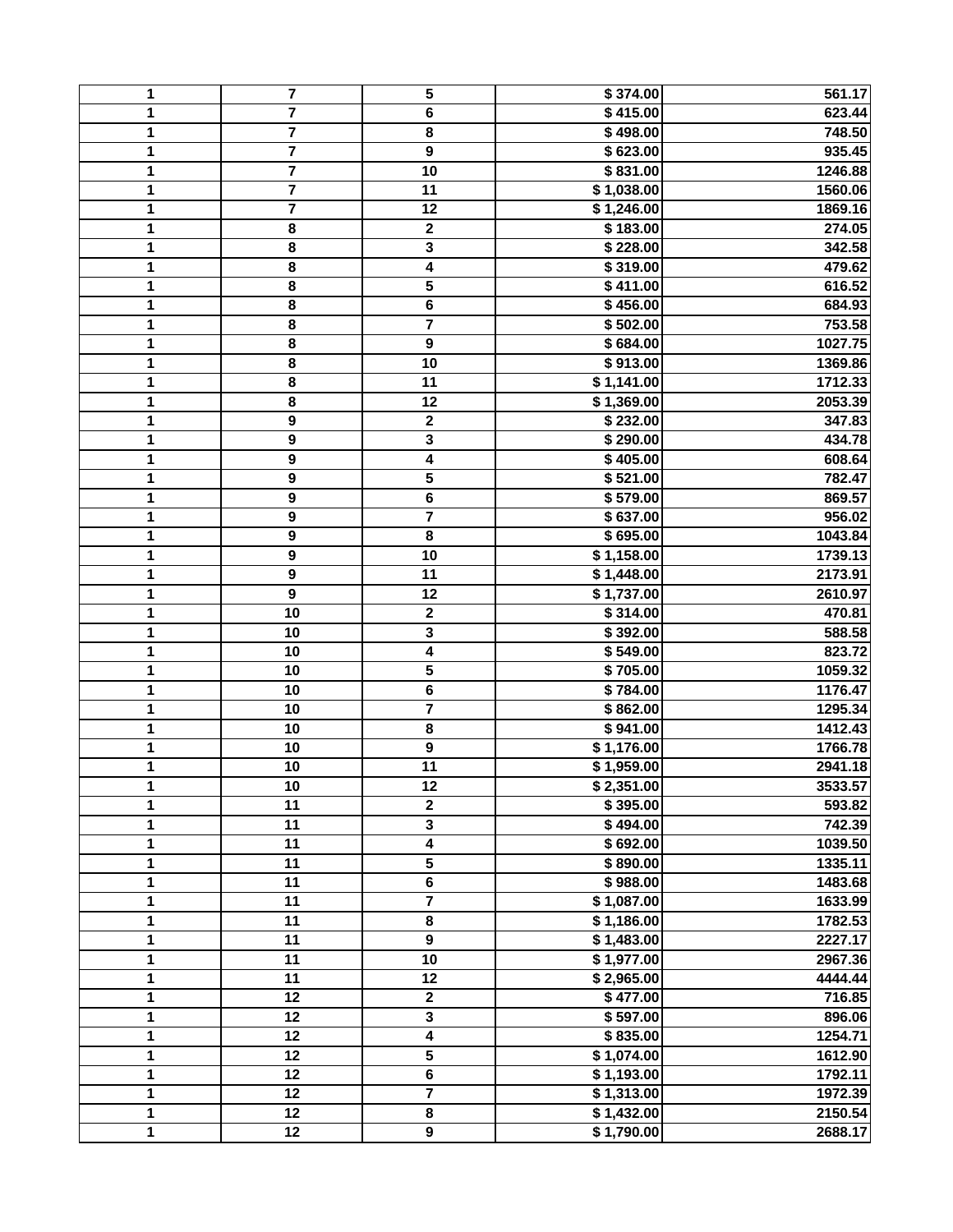| | | | | |
|---|---|---|---|---|
| 1 | 7 | 5 | $ 374.00 | 561.17 |
| 1 | 7 | 6 | $ 415.00 | 623.44 |
| 1 | 7 | 8 | $ 498.00 | 748.50 |
| 1 | 7 | 9 | $ 623.00 | 935.45 |
| 1 | 7 | 10 | $ 831.00 | 1246.88 |
| 1 | 7 | 11 | $ 1,038.00 | 1560.06 |
| 1 | 7 | 12 | $ 1,246.00 | 1869.16 |
| 1 | 8 | 2 | $ 183.00 | 274.05 |
| 1 | 8 | 3 | $ 228.00 | 342.58 |
| 1 | 8 | 4 | $ 319.00 | 479.62 |
| 1 | 8 | 5 | $ 411.00 | 616.52 |
| 1 | 8 | 6 | $ 456.00 | 684.93 |
| 1 | 8 | 7 | $ 502.00 | 753.58 |
| 1 | 8 | 9 | $ 684.00 | 1027.75 |
| 1 | 8 | 10 | $ 913.00 | 1369.86 |
| 1 | 8 | 11 | $ 1,141.00 | 1712.33 |
| 1 | 8 | 12 | $ 1,369.00 | 2053.39 |
| 1 | 9 | 2 | $ 232.00 | 347.83 |
| 1 | 9 | 3 | $ 290.00 | 434.78 |
| 1 | 9 | 4 | $ 405.00 | 608.64 |
| 1 | 9 | 5 | $ 521.00 | 782.47 |
| 1 | 9 | 6 | $ 579.00 | 869.57 |
| 1 | 9 | 7 | $ 637.00 | 956.02 |
| 1 | 9 | 8 | $ 695.00 | 1043.84 |
| 1 | 9 | 10 | $ 1,158.00 | 1739.13 |
| 1 | 9 | 11 | $ 1,448.00 | 2173.91 |
| 1 | 9 | 12 | $ 1,737.00 | 2610.97 |
| 1 | 10 | 2 | $ 314.00 | 470.81 |
| 1 | 10 | 3 | $ 392.00 | 588.58 |
| 1 | 10 | 4 | $ 549.00 | 823.72 |
| 1 | 10 | 5 | $ 705.00 | 1059.32 |
| 1 | 10 | 6 | $ 784.00 | 1176.47 |
| 1 | 10 | 7 | $ 862.00 | 1295.34 |
| 1 | 10 | 8 | $ 941.00 | 1412.43 |
| 1 | 10 | 9 | $ 1,176.00 | 1766.78 |
| 1 | 10 | 11 | $ 1,959.00 | 2941.18 |
| 1 | 10 | 12 | $ 2,351.00 | 3533.57 |
| 1 | 11 | 2 | $ 395.00 | 593.82 |
| 1 | 11 | 3 | $ 494.00 | 742.39 |
| 1 | 11 | 4 | $ 692.00 | 1039.50 |
| 1 | 11 | 5 | $ 890.00 | 1335.11 |
| 1 | 11 | 6 | $ 988.00 | 1483.68 |
| 1 | 11 | 7 | $ 1,087.00 | 1633.99 |
| 1 | 11 | 8 | $ 1,186.00 | 1782.53 |
| 1 | 11 | 9 | $ 1,483.00 | 2227.17 |
| 1 | 11 | 10 | $ 1,977.00 | 2967.36 |
| 1 | 11 | 12 | $ 2,965.00 | 4444.44 |
| 1 | 12 | 2 | $ 477.00 | 716.85 |
| 1 | 12 | 3 | $ 597.00 | 896.06 |
| 1 | 12 | 4 | $ 835.00 | 1254.71 |
| 1 | 12 | 5 | $ 1,074.00 | 1612.90 |
| 1 | 12 | 6 | $ 1,193.00 | 1792.11 |
| 1 | 12 | 7 | $ 1,313.00 | 1972.39 |
| 1 | 12 | 8 | $ 1,432.00 | 2150.54 |
| 1 | 12 | 9 | $ 1,790.00 | 2688.17 |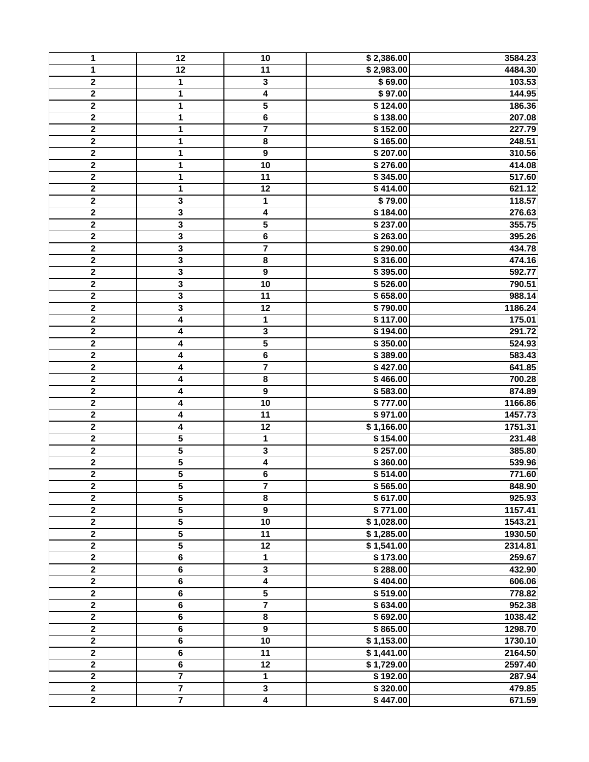| 1 | 12 | 10 | $ 2,386.00 | 3584.23 |
|---|---|---|---|---|
| 1 | 12 | 11 | $ 2,983.00 | 4484.30 |
| 2 | 1 | 3 | $ 69.00 | 103.53 |
| 2 | 1 | 4 | $ 97.00 | 144.95 |
| 2 | 1 | 5 | $ 124.00 | 186.36 |
| 2 | 1 | 6 | $ 138.00 | 207.08 |
| 2 | 1 | 7 | $ 152.00 | 227.79 |
| 2 | 1 | 8 | $ 165.00 | 248.51 |
| 2 | 1 | 9 | $ 207.00 | 310.56 |
| 2 | 1 | 10 | $ 276.00 | 414.08 |
| 2 | 1 | 11 | $ 345.00 | 517.60 |
| 2 | 1 | 12 | $ 414.00 | 621.12 |
| 2 | 3 | 1 | $ 79.00 | 118.57 |
| 2 | 3 | 4 | $ 184.00 | 276.63 |
| 2 | 3 | 5 | $ 237.00 | 355.75 |
| 2 | 3 | 6 | $ 263.00 | 395.26 |
| 2 | 3 | 7 | $ 290.00 | 434.78 |
| 2 | 3 | 8 | $ 316.00 | 474.16 |
| 2 | 3 | 9 | $ 395.00 | 592.77 |
| 2 | 3 | 10 | $ 526.00 | 790.51 |
| 2 | 3 | 11 | $ 658.00 | 988.14 |
| 2 | 3 | 12 | $ 790.00 | 1186.24 |
| 2 | 4 | 1 | $ 117.00 | 175.01 |
| 2 | 4 | 3 | $ 194.00 | 291.72 |
| 2 | 4 | 5 | $ 350.00 | 524.93 |
| 2 | 4 | 6 | $ 389.00 | 583.43 |
| 2 | 4 | 7 | $ 427.00 | 641.85 |
| 2 | 4 | 8 | $ 466.00 | 700.28 |
| 2 | 4 | 9 | $ 583.00 | 874.89 |
| 2 | 4 | 10 | $ 777.00 | 1166.86 |
| 2 | 4 | 11 | $ 971.00 | 1457.73 |
| 2 | 4 | 12 | $ 1,166.00 | 1751.31 |
| 2 | 5 | 1 | $ 154.00 | 231.48 |
| 2 | 5 | 3 | $ 257.00 | 385.80 |
| 2 | 5 | 4 | $ 360.00 | 539.96 |
| 2 | 5 | 6 | $ 514.00 | 771.60 |
| 2 | 5 | 7 | $ 565.00 | 848.90 |
| 2 | 5 | 8 | $ 617.00 | 925.93 |
| 2 | 5 | 9 | $ 771.00 | 1157.41 |
| 2 | 5 | 10 | $ 1,028.00 | 1543.21 |
| 2 | 5 | 11 | $ 1,285.00 | 1930.50 |
| 2 | 5 | 12 | $ 1,541.00 | 2314.81 |
| 2 | 6 | 1 | $ 173.00 | 259.67 |
| 2 | 6 | 3 | $ 288.00 | 432.90 |
| 2 | 6 | 4 | $ 404.00 | 606.06 |
| 2 | 6 | 5 | $ 519.00 | 778.82 |
| 2 | 6 | 7 | $ 634.00 | 952.38 |
| 2 | 6 | 8 | $ 692.00 | 1038.42 |
| 2 | 6 | 9 | $ 865.00 | 1298.70 |
| 2 | 6 | 10 | $ 1,153.00 | 1730.10 |
| 2 | 6 | 11 | $ 1,441.00 | 2164.50 |
| 2 | 6 | 12 | $ 1,729.00 | 2597.40 |
| 2 | 7 | 1 | $ 192.00 | 287.94 |
| 2 | 7 | 3 | $ 320.00 | 479.85 |
| 2 | 7 | 4 | $ 447.00 | 671.59 |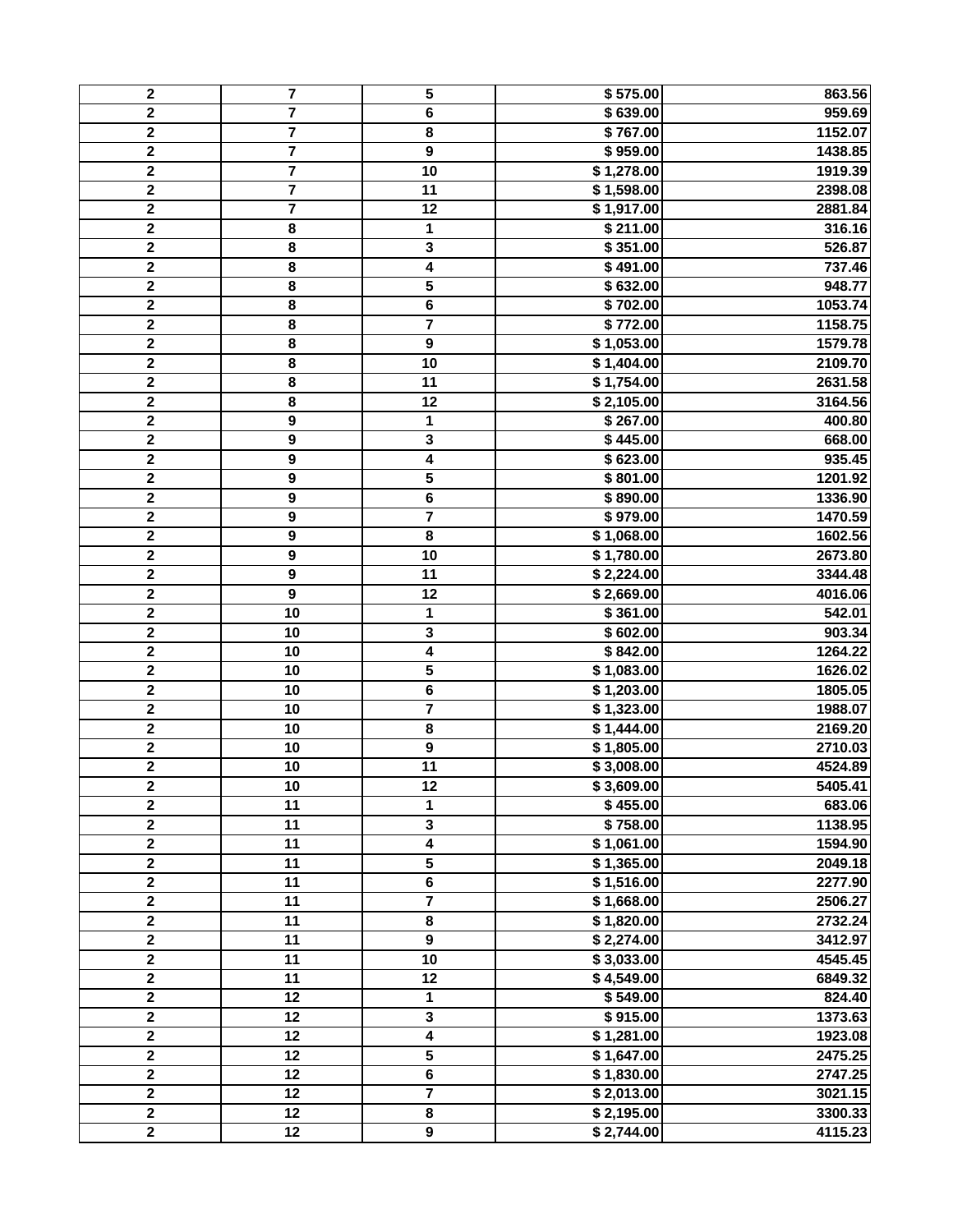| | | | | |
|---|---|---|---|---|
| 2 | 7 | 5 | $ 575.00 | 863.56 |
| 2 | 7 | 6 | $ 639.00 | 959.69 |
| 2 | 7 | 8 | $ 767.00 | 1152.07 |
| 2 | 7 | 9 | $ 959.00 | 1438.85 |
| 2 | 7 | 10 | $ 1,278.00 | 1919.39 |
| 2 | 7 | 11 | $ 1,598.00 | 2398.08 |
| 2 | 7 | 12 | $ 1,917.00 | 2881.84 |
| 2 | 8 | 1 | $ 211.00 | 316.16 |
| 2 | 8 | 3 | $ 351.00 | 526.87 |
| 2 | 8 | 4 | $ 491.00 | 737.46 |
| 2 | 8 | 5 | $ 632.00 | 948.77 |
| 2 | 8 | 6 | $ 702.00 | 1053.74 |
| 2 | 8 | 7 | $ 772.00 | 1158.75 |
| 2 | 8 | 9 | $ 1,053.00 | 1579.78 |
| 2 | 8 | 10 | $ 1,404.00 | 2109.70 |
| 2 | 8 | 11 | $ 1,754.00 | 2631.58 |
| 2 | 8 | 12 | $ 2,105.00 | 3164.56 |
| 2 | 9 | 1 | $ 267.00 | 400.80 |
| 2 | 9 | 3 | $ 445.00 | 668.00 |
| 2 | 9 | 4 | $ 623.00 | 935.45 |
| 2 | 9 | 5 | $ 801.00 | 1201.92 |
| 2 | 9 | 6 | $ 890.00 | 1336.90 |
| 2 | 9 | 7 | $ 979.00 | 1470.59 |
| 2 | 9 | 8 | $ 1,068.00 | 1602.56 |
| 2 | 9 | 10 | $ 1,780.00 | 2673.80 |
| 2 | 9 | 11 | $ 2,224.00 | 3344.48 |
| 2 | 9 | 12 | $ 2,669.00 | 4016.06 |
| 2 | 10 | 1 | $ 361.00 | 542.01 |
| 2 | 10 | 3 | $ 602.00 | 903.34 |
| 2 | 10 | 4 | $ 842.00 | 1264.22 |
| 2 | 10 | 5 | $ 1,083.00 | 1626.02 |
| 2 | 10 | 6 | $ 1,203.00 | 1805.05 |
| 2 | 10 | 7 | $ 1,323.00 | 1988.07 |
| 2 | 10 | 8 | $ 1,444.00 | 2169.20 |
| 2 | 10 | 9 | $ 1,805.00 | 2710.03 |
| 2 | 10 | 11 | $ 3,008.00 | 4524.89 |
| 2 | 10 | 12 | $ 3,609.00 | 5405.41 |
| 2 | 11 | 1 | $ 455.00 | 683.06 |
| 2 | 11 | 3 | $ 758.00 | 1138.95 |
| 2 | 11 | 4 | $ 1,061.00 | 1594.90 |
| 2 | 11 | 5 | $ 1,365.00 | 2049.18 |
| 2 | 11 | 6 | $ 1,516.00 | 2277.90 |
| 2 | 11 | 7 | $ 1,668.00 | 2506.27 |
| 2 | 11 | 8 | $ 1,820.00 | 2732.24 |
| 2 | 11 | 9 | $ 2,274.00 | 3412.97 |
| 2 | 11 | 10 | $ 3,033.00 | 4545.45 |
| 2 | 11 | 12 | $ 4,549.00 | 6849.32 |
| 2 | 12 | 1 | $ 549.00 | 824.40 |
| 2 | 12 | 3 | $ 915.00 | 1373.63 |
| 2 | 12 | 4 | $ 1,281.00 | 1923.08 |
| 2 | 12 | 5 | $ 1,647.00 | 2475.25 |
| 2 | 12 | 6 | $ 1,830.00 | 2747.25 |
| 2 | 12 | 7 | $ 2,013.00 | 3021.15 |
| 2 | 12 | 8 | $ 2,195.00 | 3300.33 |
| 2 | 12 | 9 | $ 2,744.00 | 4115.23 |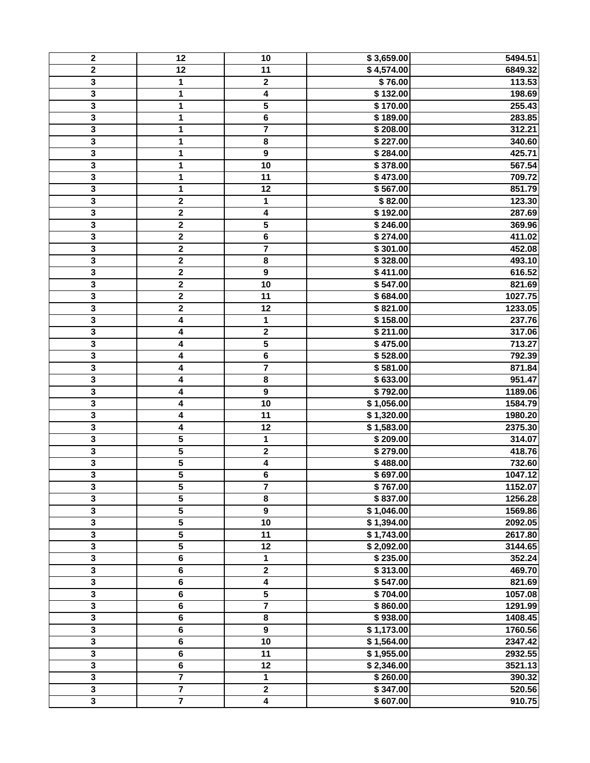| 2 | 12 | 10 | $ 3,659.00 | 5494.51 |
|---|---|---|---|---|
| 2 | 12 | 11 | $ 4,574.00 | 6849.32 |
| 3 | 1 | 2 | $ 76.00 | 113.53 |
| 3 | 1 | 4 | $ 132.00 | 198.69 |
| 3 | 1 | 5 | $ 170.00 | 255.43 |
| 3 | 1 | 6 | $ 189.00 | 283.85 |
| 3 | 1 | 7 | $ 208.00 | 312.21 |
| 3 | 1 | 8 | $ 227.00 | 340.60 |
| 3 | 1 | 9 | $ 284.00 | 425.71 |
| 3 | 1 | 10 | $ 378.00 | 567.54 |
| 3 | 1 | 11 | $ 473.00 | 709.72 |
| 3 | 1 | 12 | $ 567.00 | 851.79 |
| 3 | 2 | 1 | $ 82.00 | 123.30 |
| 3 | 2 | 4 | $ 192.00 | 287.69 |
| 3 | 2 | 5 | $ 246.00 | 369.96 |
| 3 | 2 | 6 | $ 274.00 | 411.02 |
| 3 | 2 | 7 | $ 301.00 | 452.08 |
| 3 | 2 | 8 | $ 328.00 | 493.10 |
| 3 | 2 | 9 | $ 411.00 | 616.52 |
| 3 | 2 | 10 | $ 547.00 | 821.69 |
| 3 | 2 | 11 | $ 684.00 | 1027.75 |
| 3 | 2 | 12 | $ 821.00 | 1233.05 |
| 3 | 4 | 1 | $ 158.00 | 237.76 |
| 3 | 4 | 2 | $ 211.00 | 317.06 |
| 3 | 4 | 5 | $ 475.00 | 713.27 |
| 3 | 4 | 6 | $ 528.00 | 792.39 |
| 3 | 4 | 7 | $ 581.00 | 871.84 |
| 3 | 4 | 8 | $ 633.00 | 951.47 |
| 3 | 4 | 9 | $ 792.00 | 1189.06 |
| 3 | 4 | 10 | $ 1,056.00 | 1584.79 |
| 3 | 4 | 11 | $ 1,320.00 | 1980.20 |
| 3 | 4 | 12 | $ 1,583.00 | 2375.30 |
| 3 | 5 | 1 | $ 209.00 | 314.07 |
| 3 | 5 | 2 | $ 279.00 | 418.76 |
| 3 | 5 | 4 | $ 488.00 | 732.60 |
| 3 | 5 | 6 | $ 697.00 | 1047.12 |
| 3 | 5 | 7 | $ 767.00 | 1152.07 |
| 3 | 5 | 8 | $ 837.00 | 1256.28 |
| 3 | 5 | 9 | $ 1,046.00 | 1569.86 |
| 3 | 5 | 10 | $ 1,394.00 | 2092.05 |
| 3 | 5 | 11 | $ 1,743.00 | 2617.80 |
| 3 | 5 | 12 | $ 2,092.00 | 3144.65 |
| 3 | 6 | 1 | $ 235.00 | 352.24 |
| 3 | 6 | 2 | $ 313.00 | 469.70 |
| 3 | 6 | 4 | $ 547.00 | 821.69 |
| 3 | 6 | 5 | $ 704.00 | 1057.08 |
| 3 | 6 | 7 | $ 860.00 | 1291.99 |
| 3 | 6 | 8 | $ 938.00 | 1408.45 |
| 3 | 6 | 9 | $ 1,173.00 | 1760.56 |
| 3 | 6 | 10 | $ 1,564.00 | 2347.42 |
| 3 | 6 | 11 | $ 1,955.00 | 2932.55 |
| 3 | 6 | 12 | $ 2,346.00 | 3521.13 |
| 3 | 7 | 1 | $ 260.00 | 390.32 |
| 3 | 7 | 2 | $ 347.00 | 520.56 |
| 3 | 7 | 4 | $ 607.00 | 910.75 |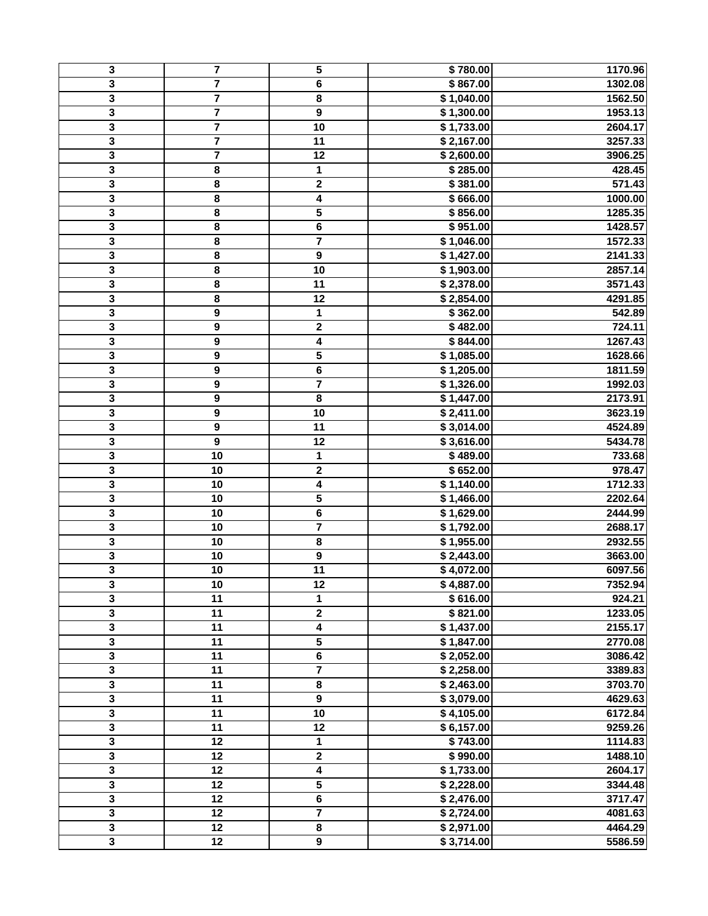| | | | | |
|---|---|---|---|---|
| 3 | 7 | 5 | $ 780.00 | 1170.96 |
| 3 | 7 | 6 | $ 867.00 | 1302.08 |
| 3 | 7 | 8 | $ 1,040.00 | 1562.50 |
| 3 | 7 | 9 | $ 1,300.00 | 1953.13 |
| 3 | 7 | 10 | $ 1,733.00 | 2604.17 |
| 3 | 7 | 11 | $ 2,167.00 | 3257.33 |
| 3 | 7 | 12 | $ 2,600.00 | 3906.25 |
| 3 | 8 | 1 | $ 285.00 | 428.45 |
| 3 | 8 | 2 | $ 381.00 | 571.43 |
| 3 | 8 | 4 | $ 666.00 | 1000.00 |
| 3 | 8 | 5 | $ 856.00 | 1285.35 |
| 3 | 8 | 6 | $ 951.00 | 1428.57 |
| 3 | 8 | 7 | $ 1,046.00 | 1572.33 |
| 3 | 8 | 9 | $ 1,427.00 | 2141.33 |
| 3 | 8 | 10 | $ 1,903.00 | 2857.14 |
| 3 | 8 | 11 | $ 2,378.00 | 3571.43 |
| 3 | 8 | 12 | $ 2,854.00 | 4291.85 |
| 3 | 9 | 1 | $ 362.00 | 542.89 |
| 3 | 9 | 2 | $ 482.00 | 724.11 |
| 3 | 9 | 4 | $ 844.00 | 1267.43 |
| 3 | 9 | 5 | $ 1,085.00 | 1628.66 |
| 3 | 9 | 6 | $ 1,205.00 | 1811.59 |
| 3 | 9 | 7 | $ 1,326.00 | 1992.03 |
| 3 | 9 | 8 | $ 1,447.00 | 2173.91 |
| 3 | 9 | 10 | $ 2,411.00 | 3623.19 |
| 3 | 9 | 11 | $ 3,014.00 | 4524.89 |
| 3 | 9 | 12 | $ 3,616.00 | 5434.78 |
| 3 | 10 | 1 | $ 489.00 | 733.68 |
| 3 | 10 | 2 | $ 652.00 | 978.47 |
| 3 | 10 | 4 | $ 1,140.00 | 1712.33 |
| 3 | 10 | 5 | $ 1,466.00 | 2202.64 |
| 3 | 10 | 6 | $ 1,629.00 | 2444.99 |
| 3 | 10 | 7 | $ 1,792.00 | 2688.17 |
| 3 | 10 | 8 | $ 1,955.00 | 2932.55 |
| 3 | 10 | 9 | $ 2,443.00 | 3663.00 |
| 3 | 10 | 11 | $ 4,072.00 | 6097.56 |
| 3 | 10 | 12 | $ 4,887.00 | 7352.94 |
| 3 | 11 | 1 | $ 616.00 | 924.21 |
| 3 | 11 | 2 | $ 821.00 | 1233.05 |
| 3 | 11 | 4 | $ 1,437.00 | 2155.17 |
| 3 | 11 | 5 | $ 1,847.00 | 2770.08 |
| 3 | 11 | 6 | $ 2,052.00 | 3086.42 |
| 3 | 11 | 7 | $ 2,258.00 | 3389.83 |
| 3 | 11 | 8 | $ 2,463.00 | 3703.70 |
| 3 | 11 | 9 | $ 3,079.00 | 4629.63 |
| 3 | 11 | 10 | $ 4,105.00 | 6172.84 |
| 3 | 11 | 12 | $ 6,157.00 | 9259.26 |
| 3 | 12 | 1 | $ 743.00 | 1114.83 |
| 3 | 12 | 2 | $ 990.00 | 1488.10 |
| 3 | 12 | 4 | $ 1,733.00 | 2604.17 |
| 3 | 12 | 5 | $ 2,228.00 | 3344.48 |
| 3 | 12 | 6 | $ 2,476.00 | 3717.47 |
| 3 | 12 | 7 | $ 2,724.00 | 4081.63 |
| 3 | 12 | 8 | $ 2,971.00 | 4464.29 |
| 3 | 12 | 9 | $ 3,714.00 | 5586.59 |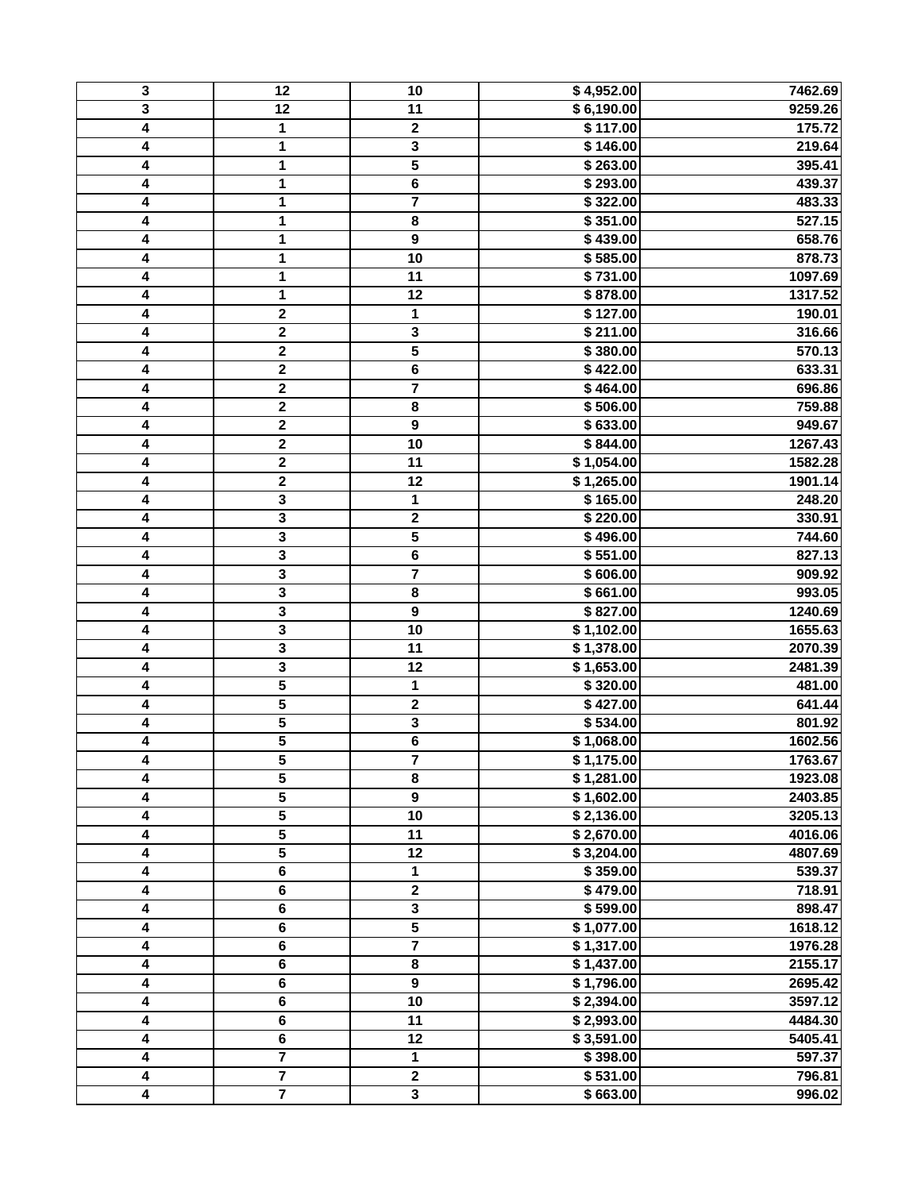| | | | | |
|---|---|---|---|---|
| 3 | 12 | 10 | $ 4,952.00 | 7462.69 |
| 3 | 12 | 11 | $ 6,190.00 | 9259.26 |
| 4 | 1 | 2 | $ 117.00 | 175.72 |
| 4 | 1 | 3 | $ 146.00 | 219.64 |
| 4 | 1 | 5 | $ 263.00 | 395.41 |
| 4 | 1 | 6 | $ 293.00 | 439.37 |
| 4 | 1 | 7 | $ 322.00 | 483.33 |
| 4 | 1 | 8 | $ 351.00 | 527.15 |
| 4 | 1 | 9 | $ 439.00 | 658.76 |
| 4 | 1 | 10 | $ 585.00 | 878.73 |
| 4 | 1 | 11 | $ 731.00 | 1097.69 |
| 4 | 1 | 12 | $ 878.00 | 1317.52 |
| 4 | 2 | 1 | $ 127.00 | 190.01 |
| 4 | 2 | 3 | $ 211.00 | 316.66 |
| 4 | 2 | 5 | $ 380.00 | 570.13 |
| 4 | 2 | 6 | $ 422.00 | 633.31 |
| 4 | 2 | 7 | $ 464.00 | 696.86 |
| 4 | 2 | 8 | $ 506.00 | 759.88 |
| 4 | 2 | 9 | $ 633.00 | 949.67 |
| 4 | 2 | 10 | $ 844.00 | 1267.43 |
| 4 | 2 | 11 | $ 1,054.00 | 1582.28 |
| 4 | 2 | 12 | $ 1,265.00 | 1901.14 |
| 4 | 3 | 1 | $ 165.00 | 248.20 |
| 4 | 3 | 2 | $ 220.00 | 330.91 |
| 4 | 3 | 5 | $ 496.00 | 744.60 |
| 4 | 3 | 6 | $ 551.00 | 827.13 |
| 4 | 3 | 7 | $ 606.00 | 909.92 |
| 4 | 3 | 8 | $ 661.00 | 993.05 |
| 4 | 3 | 9 | $ 827.00 | 1240.69 |
| 4 | 3 | 10 | $ 1,102.00 | 1655.63 |
| 4 | 3 | 11 | $ 1,378.00 | 2070.39 |
| 4 | 3 | 12 | $ 1,653.00 | 2481.39 |
| 4 | 5 | 1 | $ 320.00 | 481.00 |
| 4 | 5 | 2 | $ 427.00 | 641.44 |
| 4 | 5 | 3 | $ 534.00 | 801.92 |
| 4 | 5 | 6 | $ 1,068.00 | 1602.56 |
| 4 | 5 | 7 | $ 1,175.00 | 1763.67 |
| 4 | 5 | 8 | $ 1,281.00 | 1923.08 |
| 4 | 5 | 9 | $ 1,602.00 | 2403.85 |
| 4 | 5 | 10 | $ 2,136.00 | 3205.13 |
| 4 | 5 | 11 | $ 2,670.00 | 4016.06 |
| 4 | 5 | 12 | $ 3,204.00 | 4807.69 |
| 4 | 6 | 1 | $ 359.00 | 539.37 |
| 4 | 6 | 2 | $ 479.00 | 718.91 |
| 4 | 6 | 3 | $ 599.00 | 898.47 |
| 4 | 6 | 5 | $ 1,077.00 | 1618.12 |
| 4 | 6 | 7 | $ 1,317.00 | 1976.28 |
| 4 | 6 | 8 | $ 1,437.00 | 2155.17 |
| 4 | 6 | 9 | $ 1,796.00 | 2695.42 |
| 4 | 6 | 10 | $ 2,394.00 | 3597.12 |
| 4 | 6 | 11 | $ 2,993.00 | 4484.30 |
| 4 | 6 | 12 | $ 3,591.00 | 5405.41 |
| 4 | 7 | 1 | $ 398.00 | 597.37 |
| 4 | 7 | 2 | $ 531.00 | 796.81 |
| 4 | 7 | 3 | $ 663.00 | 996.02 |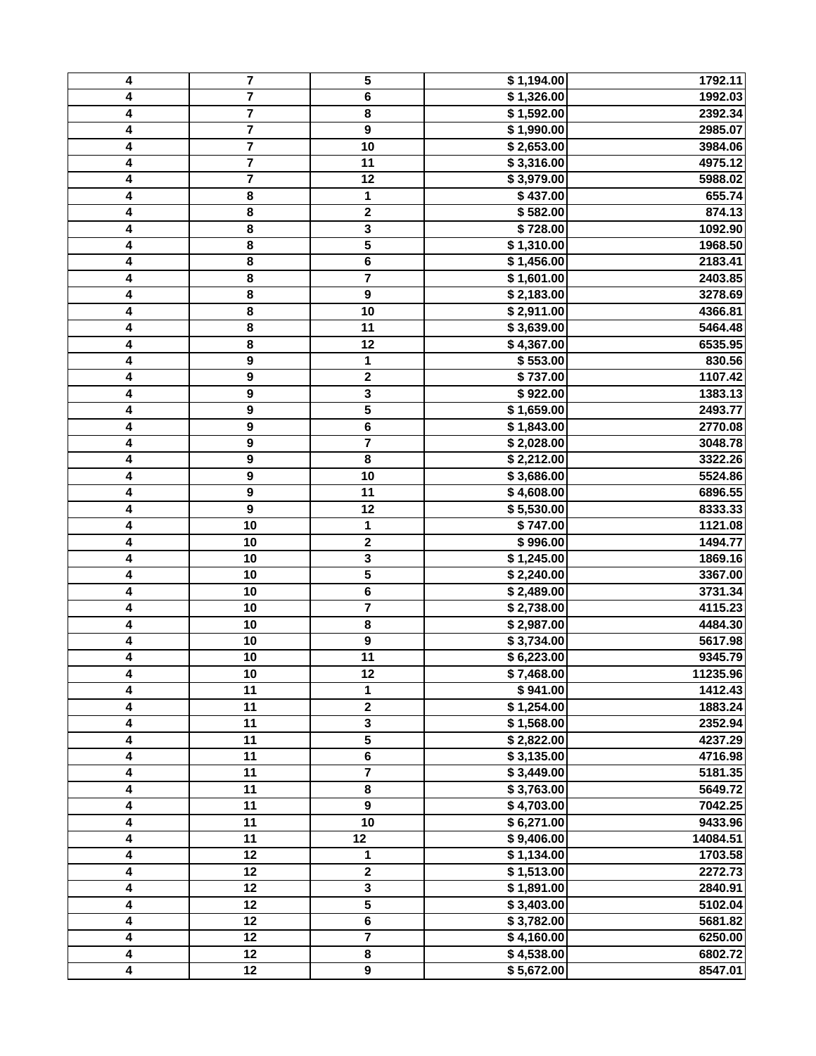| | | | | |
|---|---|---|---|---|
| 4 | 7 | 5 | $ 1,194.00 | 1792.11 |
| 4 | 7 | 6 | $ 1,326.00 | 1992.03 |
| 4 | 7 | 8 | $ 1,592.00 | 2392.34 |
| 4 | 7 | 9 | $ 1,990.00 | 2985.07 |
| 4 | 7 | 10 | $ 2,653.00 | 3984.06 |
| 4 | 7 | 11 | $ 3,316.00 | 4975.12 |
| 4 | 7 | 12 | $ 3,979.00 | 5988.02 |
| 4 | 8 | 1 | $ 437.00 | 655.74 |
| 4 | 8 | 2 | $ 582.00 | 874.13 |
| 4 | 8 | 3 | $ 728.00 | 1092.90 |
| 4 | 8 | 5 | $ 1,310.00 | 1968.50 |
| 4 | 8 | 6 | $ 1,456.00 | 2183.41 |
| 4 | 8 | 7 | $ 1,601.00 | 2403.85 |
| 4 | 8 | 9 | $ 2,183.00 | 3278.69 |
| 4 | 8 | 10 | $ 2,911.00 | 4366.81 |
| 4 | 8 | 11 | $ 3,639.00 | 5464.48 |
| 4 | 8 | 12 | $ 4,367.00 | 6535.95 |
| 4 | 9 | 1 | $ 553.00 | 830.56 |
| 4 | 9 | 2 | $ 737.00 | 1107.42 |
| 4 | 9 | 3 | $ 922.00 | 1383.13 |
| 4 | 9 | 5 | $ 1,659.00 | 2493.77 |
| 4 | 9 | 6 | $ 1,843.00 | 2770.08 |
| 4 | 9 | 7 | $ 2,028.00 | 3048.78 |
| 4 | 9 | 8 | $ 2,212.00 | 3322.26 |
| 4 | 9 | 10 | $ 3,686.00 | 5524.86 |
| 4 | 9 | 11 | $ 4,608.00 | 6896.55 |
| 4 | 9 | 12 | $ 5,530.00 | 8333.33 |
| 4 | 10 | 1 | $ 747.00 | 1121.08 |
| 4 | 10 | 2 | $ 996.00 | 1494.77 |
| 4 | 10 | 3 | $ 1,245.00 | 1869.16 |
| 4 | 10 | 5 | $ 2,240.00 | 3367.00 |
| 4 | 10 | 6 | $ 2,489.00 | 3731.34 |
| 4 | 10 | 7 | $ 2,738.00 | 4115.23 |
| 4 | 10 | 8 | $ 2,987.00 | 4484.30 |
| 4 | 10 | 9 | $ 3,734.00 | 5617.98 |
| 4 | 10 | 11 | $ 6,223.00 | 9345.79 |
| 4 | 10 | 12 | $ 7,468.00 | 11235.96 |
| 4 | 11 | 1 | $ 941.00 | 1412.43 |
| 4 | 11 | 2 | $ 1,254.00 | 1883.24 |
| 4 | 11 | 3 | $ 1,568.00 | 2352.94 |
| 4 | 11 | 5 | $ 2,822.00 | 4237.29 |
| 4 | 11 | 6 | $ 3,135.00 | 4716.98 |
| 4 | 11 | 7 | $ 3,449.00 | 5181.35 |
| 4 | 11 | 8 | $ 3,763.00 | 5649.72 |
| 4 | 11 | 9 | $ 4,703.00 | 7042.25 |
| 4 | 11 | 10 | $ 6,271.00 | 9433.96 |
| 4 | 11 | 12 | $ 9,406.00 | 14084.51 |
| 4 | 12 | 1 | $ 1,134.00 | 1703.58 |
| 4 | 12 | 2 | $ 1,513.00 | 2272.73 |
| 4 | 12 | 3 | $ 1,891.00 | 2840.91 |
| 4 | 12 | 5 | $ 3,403.00 | 5102.04 |
| 4 | 12 | 6 | $ 3,782.00 | 5681.82 |
| 4 | 12 | 7 | $ 4,160.00 | 6250.00 |
| 4 | 12 | 8 | $ 4,538.00 | 6802.72 |
| 4 | 12 | 9 | $ 5,672.00 | 8547.01 |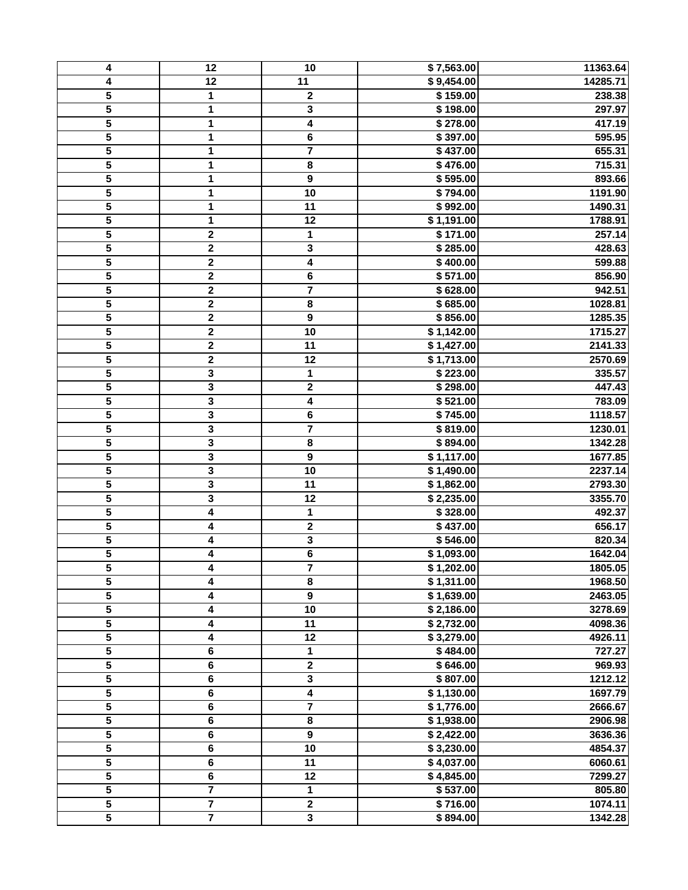| 4 | 12 | 10 | $ 7,563.00 | 11363.64 |
|---|---|---|---|---|
| 4 | 12 | 11 | $ 9,454.00 | 14285.71 |
| 5 | 1 | 2 | $ 159.00 | 238.38 |
| 5 | 1 | 3 | $ 198.00 | 297.97 |
| 5 | 1 | 4 | $ 278.00 | 417.19 |
| 5 | 1 | 6 | $ 397.00 | 595.95 |
| 5 | 1 | 7 | $ 437.00 | 655.31 |
| 5 | 1 | 8 | $ 476.00 | 715.31 |
| 5 | 1 | 9 | $ 595.00 | 893.66 |
| 5 | 1 | 10 | $ 794.00 | 1191.90 |
| 5 | 1 | 11 | $ 992.00 | 1490.31 |
| 5 | 1 | 12 | $ 1,191.00 | 1788.91 |
| 5 | 2 | 1 | $ 171.00 | 257.14 |
| 5 | 2 | 3 | $ 285.00 | 428.63 |
| 5 | 2 | 4 | $ 400.00 | 599.88 |
| 5 | 2 | 6 | $ 571.00 | 856.90 |
| 5 | 2 | 7 | $ 628.00 | 942.51 |
| 5 | 2 | 8 | $ 685.00 | 1028.81 |
| 5 | 2 | 9 | $ 856.00 | 1285.35 |
| 5 | 2 | 10 | $ 1,142.00 | 1715.27 |
| 5 | 2 | 11 | $ 1,427.00 | 2141.33 |
| 5 | 2 | 12 | $ 1,713.00 | 2570.69 |
| 5 | 3 | 1 | $ 223.00 | 335.57 |
| 5 | 3 | 2 | $ 298.00 | 447.43 |
| 5 | 3 | 4 | $ 521.00 | 783.09 |
| 5 | 3 | 6 | $ 745.00 | 1118.57 |
| 5 | 3 | 7 | $ 819.00 | 1230.01 |
| 5 | 3 | 8 | $ 894.00 | 1342.28 |
| 5 | 3 | 9 | $ 1,117.00 | 1677.85 |
| 5 | 3 | 10 | $ 1,490.00 | 2237.14 |
| 5 | 3 | 11 | $ 1,862.00 | 2793.30 |
| 5 | 3 | 12 | $ 2,235.00 | 3355.70 |
| 5 | 4 | 1 | $ 328.00 | 492.37 |
| 5 | 4 | 2 | $ 437.00 | 656.17 |
| 5 | 4 | 3 | $ 546.00 | 820.34 |
| 5 | 4 | 6 | $ 1,093.00 | 1642.04 |
| 5 | 4 | 7 | $ 1,202.00 | 1805.05 |
| 5 | 4 | 8 | $ 1,311.00 | 1968.50 |
| 5 | 4 | 9 | $ 1,639.00 | 2463.05 |
| 5 | 4 | 10 | $ 2,186.00 | 3278.69 |
| 5 | 4 | 11 | $ 2,732.00 | 4098.36 |
| 5 | 4 | 12 | $ 3,279.00 | 4926.11 |
| 5 | 6 | 1 | $ 484.00 | 727.27 |
| 5 | 6 | 2 | $ 646.00 | 969.93 |
| 5 | 6 | 3 | $ 807.00 | 1212.12 |
| 5 | 6 | 4 | $ 1,130.00 | 1697.79 |
| 5 | 6 | 7 | $ 1,776.00 | 2666.67 |
| 5 | 6 | 8 | $ 1,938.00 | 2906.98 |
| 5 | 6 | 9 | $ 2,422.00 | 3636.36 |
| 5 | 6 | 10 | $ 3,230.00 | 4854.37 |
| 5 | 6 | 11 | $ 4,037.00 | 6060.61 |
| 5 | 6 | 12 | $ 4,845.00 | 7299.27 |
| 5 | 7 | 1 | $ 537.00 | 805.80 |
| 5 | 7 | 2 | $ 716.00 | 1074.11 |
| 5 | 7 | 3 | $ 894.00 | 1342.28 |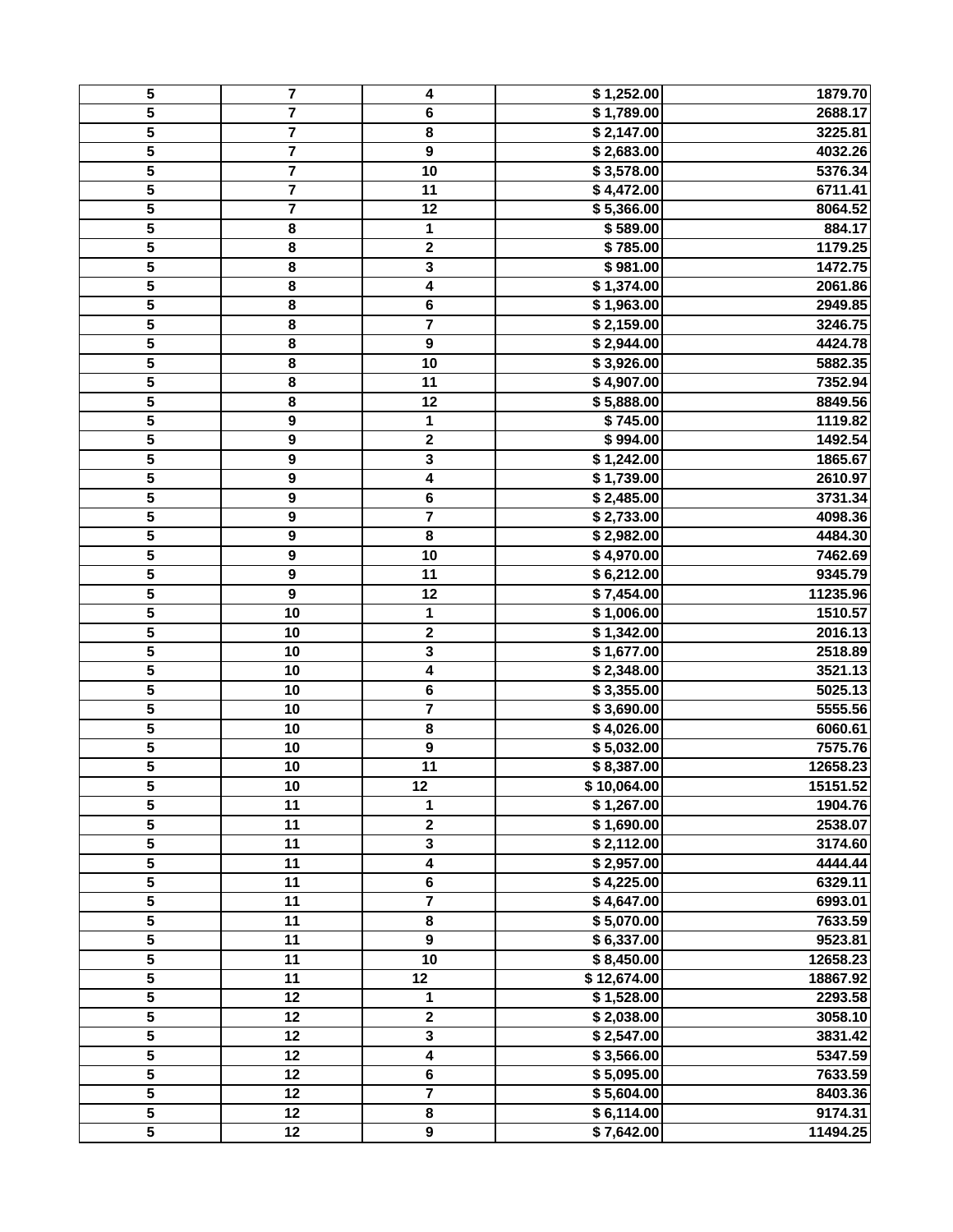| | | | | |
|---|---|---|---|---|
| 5 | 7 | 4 | $ 1,252.00 | 1879.70 |
| 5 | 7 | 6 | $ 1,789.00 | 2688.17 |
| 5 | 7 | 8 | $ 2,147.00 | 3225.81 |
| 5 | 7 | 9 | $ 2,683.00 | 4032.26 |
| 5 | 7 | 10 | $ 3,578.00 | 5376.34 |
| 5 | 7 | 11 | $ 4,472.00 | 6711.41 |
| 5 | 7 | 12 | $ 5,366.00 | 8064.52 |
| 5 | 8 | 1 | $ 589.00 | 884.17 |
| 5 | 8 | 2 | $ 785.00 | 1179.25 |
| 5 | 8 | 3 | $ 981.00 | 1472.75 |
| 5 | 8 | 4 | $ 1,374.00 | 2061.86 |
| 5 | 8 | 6 | $ 1,963.00 | 2949.85 |
| 5 | 8 | 7 | $ 2,159.00 | 3246.75 |
| 5 | 8 | 9 | $ 2,944.00 | 4424.78 |
| 5 | 8 | 10 | $ 3,926.00 | 5882.35 |
| 5 | 8 | 11 | $ 4,907.00 | 7352.94 |
| 5 | 8 | 12 | $ 5,888.00 | 8849.56 |
| 5 | 9 | 1 | $ 745.00 | 1119.82 |
| 5 | 9 | 2 | $ 994.00 | 1492.54 |
| 5 | 9 | 3 | $ 1,242.00 | 1865.67 |
| 5 | 9 | 4 | $ 1,739.00 | 2610.97 |
| 5 | 9 | 6 | $ 2,485.00 | 3731.34 |
| 5 | 9 | 7 | $ 2,733.00 | 4098.36 |
| 5 | 9 | 8 | $ 2,982.00 | 4484.30 |
| 5 | 9 | 10 | $ 4,970.00 | 7462.69 |
| 5 | 9 | 11 | $ 6,212.00 | 9345.79 |
| 5 | 9 | 12 | $ 7,454.00 | 11235.96 |
| 5 | 10 | 1 | $ 1,006.00 | 1510.57 |
| 5 | 10 | 2 | $ 1,342.00 | 2016.13 |
| 5 | 10 | 3 | $ 1,677.00 | 2518.89 |
| 5 | 10 | 4 | $ 2,348.00 | 3521.13 |
| 5 | 10 | 6 | $ 3,355.00 | 5025.13 |
| 5 | 10 | 7 | $ 3,690.00 | 5555.56 |
| 5 | 10 | 8 | $ 4,026.00 | 6060.61 |
| 5 | 10 | 9 | $ 5,032.00 | 7575.76 |
| 5 | 10 | 11 | $ 8,387.00 | 12658.23 |
| 5 | 10 | 12 | $ 10,064.00 | 15151.52 |
| 5 | 11 | 1 | $ 1,267.00 | 1904.76 |
| 5 | 11 | 2 | $ 1,690.00 | 2538.07 |
| 5 | 11 | 3 | $ 2,112.00 | 3174.60 |
| 5 | 11 | 4 | $ 2,957.00 | 4444.44 |
| 5 | 11 | 6 | $ 4,225.00 | 6329.11 |
| 5 | 11 | 7 | $ 4,647.00 | 6993.01 |
| 5 | 11 | 8 | $ 5,070.00 | 7633.59 |
| 5 | 11 | 9 | $ 6,337.00 | 9523.81 |
| 5 | 11 | 10 | $ 8,450.00 | 12658.23 |
| 5 | 11 | 12 | $ 12,674.00 | 18867.92 |
| 5 | 12 | 1 | $ 1,528.00 | 2293.58 |
| 5 | 12 | 2 | $ 2,038.00 | 3058.10 |
| 5 | 12 | 3 | $ 2,547.00 | 3831.42 |
| 5 | 12 | 4 | $ 3,566.00 | 5347.59 |
| 5 | 12 | 6 | $ 5,095.00 | 7633.59 |
| 5 | 12 | 7 | $ 5,604.00 | 8403.36 |
| 5 | 12 | 8 | $ 6,114.00 | 9174.31 |
| 5 | 12 | 9 | $ 7,642.00 | 11494.25 |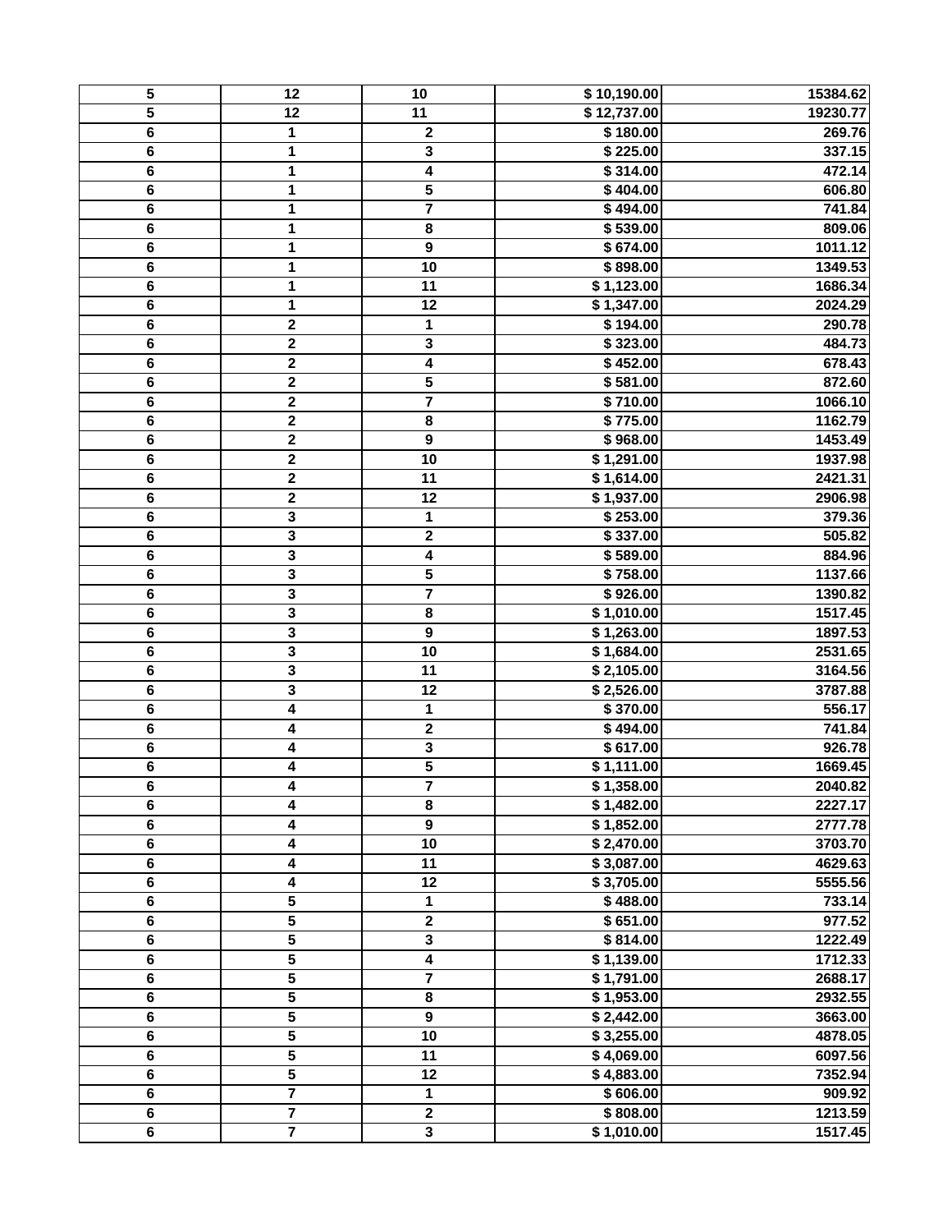| 5 | 12 | 10 | $ 10,190.00 | 15384.62 |
|---|---|---|---|---|
| 5 | 12 | 11 | $ 12,737.00 | 19230.77 |
| 6 | 1 | 2 | $ 180.00 | 269.76 |
| 6 | 1 | 3 | $ 225.00 | 337.15 |
| 6 | 1 | 4 | $ 314.00 | 472.14 |
| 6 | 1 | 5 | $ 404.00 | 606.80 |
| 6 | 1 | 7 | $ 494.00 | 741.84 |
| 6 | 1 | 8 | $ 539.00 | 809.06 |
| 6 | 1 | 9 | $ 674.00 | 1011.12 |
| 6 | 1 | 10 | $ 898.00 | 1349.53 |
| 6 | 1 | 11 | $ 1,123.00 | 1686.34 |
| 6 | 1 | 12 | $ 1,347.00 | 2024.29 |
| 6 | 2 | 1 | $ 194.00 | 290.78 |
| 6 | 2 | 3 | $ 323.00 | 484.73 |
| 6 | 2 | 4 | $ 452.00 | 678.43 |
| 6 | 2 | 5 | $ 581.00 | 872.60 |
| 6 | 2 | 7 | $ 710.00 | 1066.10 |
| 6 | 2 | 8 | $ 775.00 | 1162.79 |
| 6 | 2 | 9 | $ 968.00 | 1453.49 |
| 6 | 2 | 10 | $ 1,291.00 | 1937.98 |
| 6 | 2 | 11 | $ 1,614.00 | 2421.31 |
| 6 | 2 | 12 | $ 1,937.00 | 2906.98 |
| 6 | 3 | 1 | $ 253.00 | 379.36 |
| 6 | 3 | 2 | $ 337.00 | 505.82 |
| 6 | 3 | 4 | $ 589.00 | 884.96 |
| 6 | 3 | 5 | $ 758.00 | 1137.66 |
| 6 | 3 | 7 | $ 926.00 | 1390.82 |
| 6 | 3 | 8 | $ 1,010.00 | 1517.45 |
| 6 | 3 | 9 | $ 1,263.00 | 1897.53 |
| 6 | 3 | 10 | $ 1,684.00 | 2531.65 |
| 6 | 3 | 11 | $ 2,105.00 | 3164.56 |
| 6 | 3 | 12 | $ 2,526.00 | 3787.88 |
| 6 | 4 | 1 | $ 370.00 | 556.17 |
| 6 | 4 | 2 | $ 494.00 | 741.84 |
| 6 | 4 | 3 | $ 617.00 | 926.78 |
| 6 | 4 | 5 | $ 1,111.00 | 1669.45 |
| 6 | 4 | 7 | $ 1,358.00 | 2040.82 |
| 6 | 4 | 8 | $ 1,482.00 | 2227.17 |
| 6 | 4 | 9 | $ 1,852.00 | 2777.78 |
| 6 | 4 | 10 | $ 2,470.00 | 3703.70 |
| 6 | 4 | 11 | $ 3,087.00 | 4629.63 |
| 6 | 4 | 12 | $ 3,705.00 | 5555.56 |
| 6 | 5 | 1 | $ 488.00 | 733.14 |
| 6 | 5 | 2 | $ 651.00 | 977.52 |
| 6 | 5 | 3 | $ 814.00 | 1222.49 |
| 6 | 5 | 4 | $ 1,139.00 | 1712.33 |
| 6 | 5 | 7 | $ 1,791.00 | 2688.17 |
| 6 | 5 | 8 | $ 1,953.00 | 2932.55 |
| 6 | 5 | 9 | $ 2,442.00 | 3663.00 |
| 6 | 5 | 10 | $ 3,255.00 | 4878.05 |
| 6 | 5 | 11 | $ 4,069.00 | 6097.56 |
| 6 | 5 | 12 | $ 4,883.00 | 7352.94 |
| 6 | 7 | 1 | $ 606.00 | 909.92 |
| 6 | 7 | 2 | $ 808.00 | 1213.59 |
| 6 | 7 | 3 | $ 1,010.00 | 1517.45 |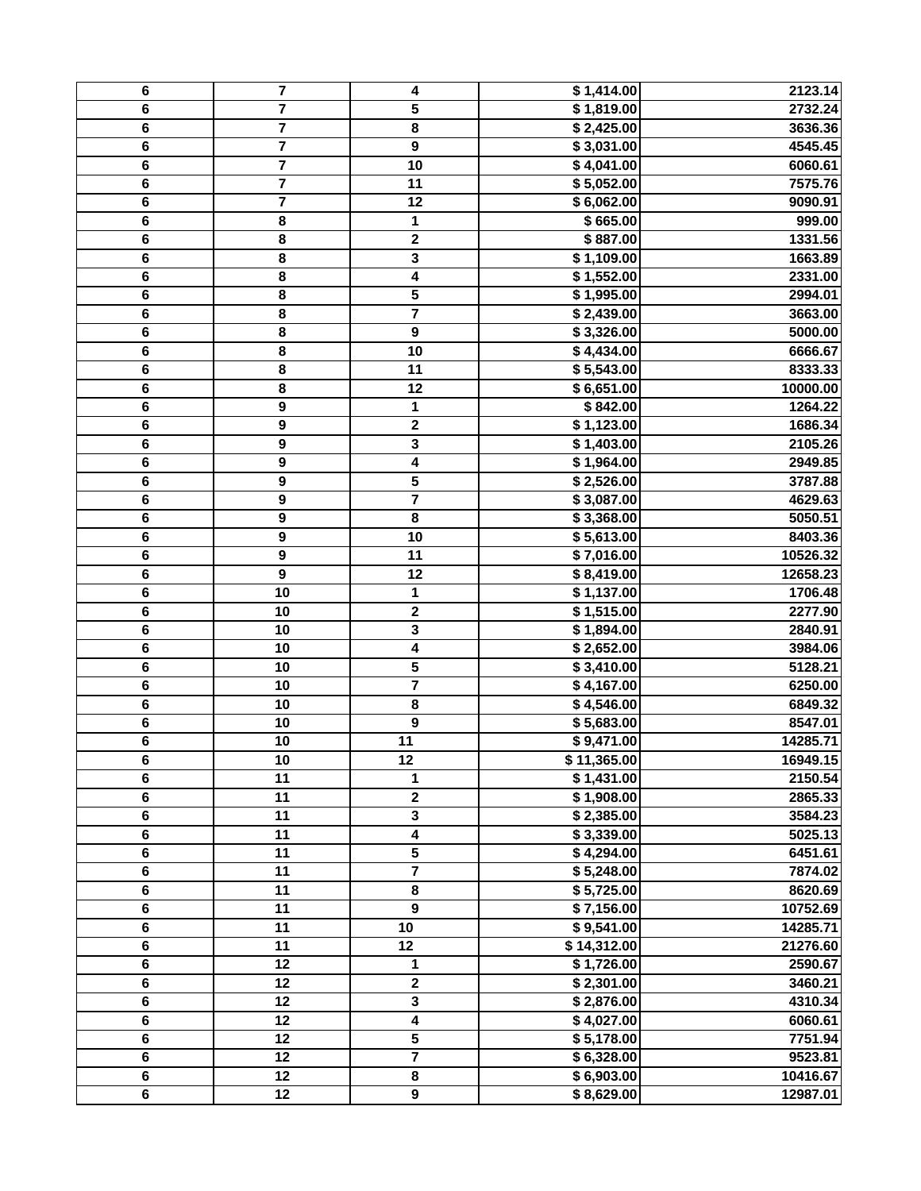| | | | | |
|---|---|---|---|---|
| 6 | 7 | 4 | $ 1,414.00 | 2123.14 |
| 6 | 7 | 5 | $ 1,819.00 | 2732.24 |
| 6 | 7 | 8 | $ 2,425.00 | 3636.36 |
| 6 | 7 | 9 | $ 3,031.00 | 4545.45 |
| 6 | 7 | 10 | $ 4,041.00 | 6060.61 |
| 6 | 7 | 11 | $ 5,052.00 | 7575.76 |
| 6 | 7 | 12 | $ 6,062.00 | 9090.91 |
| 6 | 8 | 1 | $ 665.00 | 999.00 |
| 6 | 8 | 2 | $ 887.00 | 1331.56 |
| 6 | 8 | 3 | $ 1,109.00 | 1663.89 |
| 6 | 8 | 4 | $ 1,552.00 | 2331.00 |
| 6 | 8 | 5 | $ 1,995.00 | 2994.01 |
| 6 | 8 | 7 | $ 2,439.00 | 3663.00 |
| 6 | 8 | 9 | $ 3,326.00 | 5000.00 |
| 6 | 8 | 10 | $ 4,434.00 | 6666.67 |
| 6 | 8 | 11 | $ 5,543.00 | 8333.33 |
| 6 | 8 | 12 | $ 6,651.00 | 10000.00 |
| 6 | 9 | 1 | $ 842.00 | 1264.22 |
| 6 | 9 | 2 | $ 1,123.00 | 1686.34 |
| 6 | 9 | 3 | $ 1,403.00 | 2105.26 |
| 6 | 9 | 4 | $ 1,964.00 | 2949.85 |
| 6 | 9 | 5 | $ 2,526.00 | 3787.88 |
| 6 | 9 | 7 | $ 3,087.00 | 4629.63 |
| 6 | 9 | 8 | $ 3,368.00 | 5050.51 |
| 6 | 9 | 10 | $ 5,613.00 | 8403.36 |
| 6 | 9 | 11 | $ 7,016.00 | 10526.32 |
| 6 | 9 | 12 | $ 8,419.00 | 12658.23 |
| 6 | 10 | 1 | $ 1,137.00 | 1706.48 |
| 6 | 10 | 2 | $ 1,515.00 | 2277.90 |
| 6 | 10 | 3 | $ 1,894.00 | 2840.91 |
| 6 | 10 | 4 | $ 2,652.00 | 3984.06 |
| 6 | 10 | 5 | $ 3,410.00 | 5128.21 |
| 6 | 10 | 7 | $ 4,167.00 | 6250.00 |
| 6 | 10 | 8 | $ 4,546.00 | 6849.32 |
| 6 | 10 | 9 | $ 5,683.00 | 8547.01 |
| 6 | 10 | 11 | $ 9,471.00 | 14285.71 |
| 6 | 10 | 12 | $ 11,365.00 | 16949.15 |
| 6 | 11 | 1 | $ 1,431.00 | 2150.54 |
| 6 | 11 | 2 | $ 1,908.00 | 2865.33 |
| 6 | 11 | 3 | $ 2,385.00 | 3584.23 |
| 6 | 11 | 4 | $ 3,339.00 | 5025.13 |
| 6 | 11 | 5 | $ 4,294.00 | 6451.61 |
| 6 | 11 | 7 | $ 5,248.00 | 7874.02 |
| 6 | 11 | 8 | $ 5,725.00 | 8620.69 |
| 6 | 11 | 9 | $ 7,156.00 | 10752.69 |
| 6 | 11 | 10 | $ 9,541.00 | 14285.71 |
| 6 | 11 | 12 | $ 14,312.00 | 21276.60 |
| 6 | 12 | 1 | $ 1,726.00 | 2590.67 |
| 6 | 12 | 2 | $ 2,301.00 | 3460.21 |
| 6 | 12 | 3 | $ 2,876.00 | 4310.34 |
| 6 | 12 | 4 | $ 4,027.00 | 6060.61 |
| 6 | 12 | 5 | $ 5,178.00 | 7751.94 |
| 6 | 12 | 7 | $ 6,328.00 | 9523.81 |
| 6 | 12 | 8 | $ 6,903.00 | 10416.67 |
| 6 | 12 | 9 | $ 8,629.00 | 12987.01 |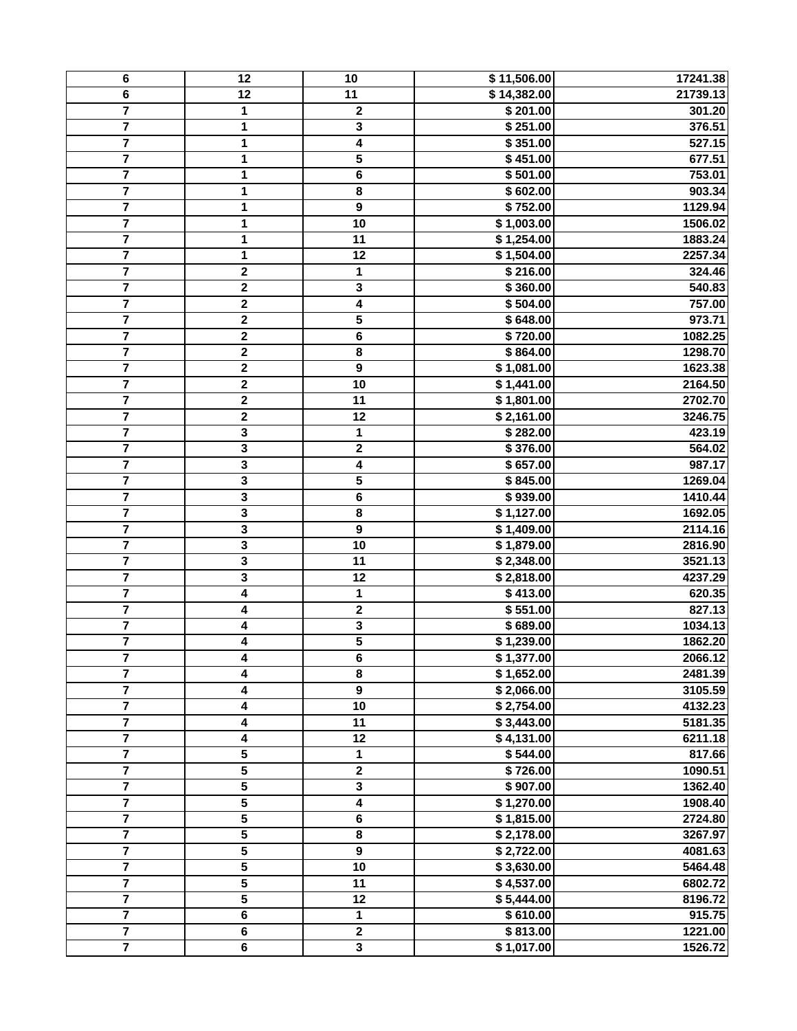| 6 | 12 | 10 | $ 11,506.00 | 17241.38 |
|---|---|---|---|---|
| 6 | 12 | 11 | $ 14,382.00 | 21739.13 |
| 7 | 1 | 2 | $ 201.00 | 301.20 |
| 7 | 1 | 3 | $ 251.00 | 376.51 |
| 7 | 1 | 4 | $ 351.00 | 527.15 |
| 7 | 1 | 5 | $ 451.00 | 677.51 |
| 7 | 1 | 6 | $ 501.00 | 753.01 |
| 7 | 1 | 8 | $ 602.00 | 903.34 |
| 7 | 1 | 9 | $ 752.00 | 1129.94 |
| 7 | 1 | 10 | $ 1,003.00 | 1506.02 |
| 7 | 1 | 11 | $ 1,254.00 | 1883.24 |
| 7 | 1 | 12 | $ 1,504.00 | 2257.34 |
| 7 | 2 | 1 | $ 216.00 | 324.46 |
| 7 | 2 | 3 | $ 360.00 | 540.83 |
| 7 | 2 | 4 | $ 504.00 | 757.00 |
| 7 | 2 | 5 | $ 648.00 | 973.71 |
| 7 | 2 | 6 | $ 720.00 | 1082.25 |
| 7 | 2 | 8 | $ 864.00 | 1298.70 |
| 7 | 2 | 9 | $ 1,081.00 | 1623.38 |
| 7 | 2 | 10 | $ 1,441.00 | 2164.50 |
| 7 | 2 | 11 | $ 1,801.00 | 2702.70 |
| 7 | 2 | 12 | $ 2,161.00 | 3246.75 |
| 7 | 3 | 1 | $ 282.00 | 423.19 |
| 7 | 3 | 2 | $ 376.00 | 564.02 |
| 7 | 3 | 4 | $ 657.00 | 987.17 |
| 7 | 3 | 5 | $ 845.00 | 1269.04 |
| 7 | 3 | 6 | $ 939.00 | 1410.44 |
| 7 | 3 | 8 | $ 1,127.00 | 1692.05 |
| 7 | 3 | 9 | $ 1,409.00 | 2114.16 |
| 7 | 3 | 10 | $ 1,879.00 | 2816.90 |
| 7 | 3 | 11 | $ 2,348.00 | 3521.13 |
| 7 | 3 | 12 | $ 2,818.00 | 4237.29 |
| 7 | 4 | 1 | $ 413.00 | 620.35 |
| 7 | 4 | 2 | $ 551.00 | 827.13 |
| 7 | 4 | 3 | $ 689.00 | 1034.13 |
| 7 | 4 | 5 | $ 1,239.00 | 1862.20 |
| 7 | 4 | 6 | $ 1,377.00 | 2066.12 |
| 7 | 4 | 8 | $ 1,652.00 | 2481.39 |
| 7 | 4 | 9 | $ 2,066.00 | 3105.59 |
| 7 | 4 | 10 | $ 2,754.00 | 4132.23 |
| 7 | 4 | 11 | $ 3,443.00 | 5181.35 |
| 7 | 4 | 12 | $ 4,131.00 | 6211.18 |
| 7 | 5 | 1 | $ 544.00 | 817.66 |
| 7 | 5 | 2 | $ 726.00 | 1090.51 |
| 7 | 5 | 3 | $ 907.00 | 1362.40 |
| 7 | 5 | 4 | $ 1,270.00 | 1908.40 |
| 7 | 5 | 6 | $ 1,815.00 | 2724.80 |
| 7 | 5 | 8 | $ 2,178.00 | 3267.97 |
| 7 | 5 | 9 | $ 2,722.00 | 4081.63 |
| 7 | 5 | 10 | $ 3,630.00 | 5464.48 |
| 7 | 5 | 11 | $ 4,537.00 | 6802.72 |
| 7 | 5 | 12 | $ 5,444.00 | 8196.72 |
| 7 | 6 | 1 | $ 610.00 | 915.75 |
| 7 | 6 | 2 | $ 813.00 | 1221.00 |
| 7 | 6 | 3 | $ 1,017.00 | 1526.72 |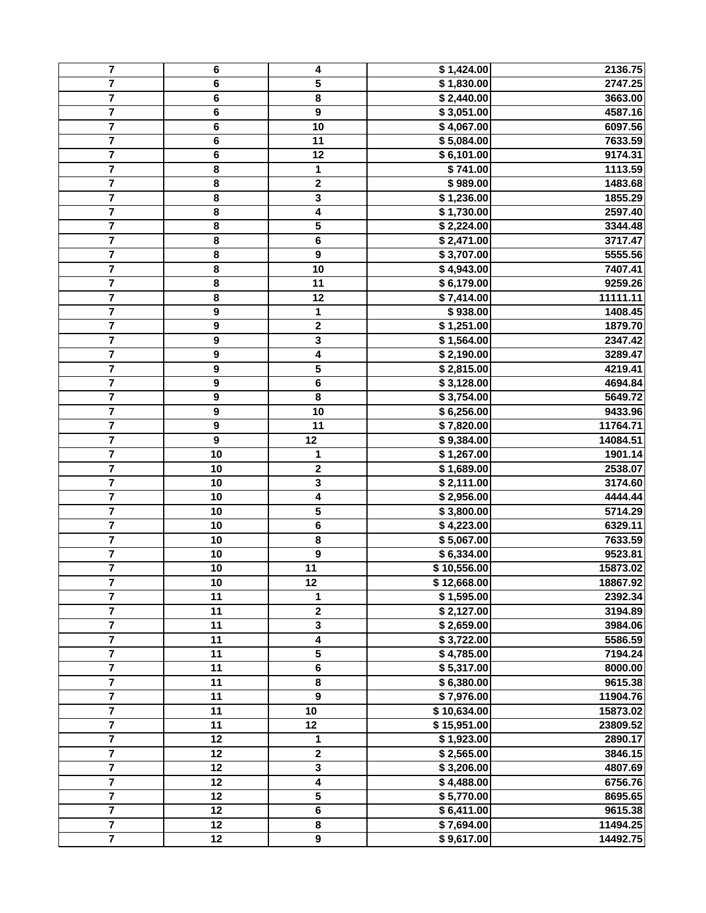| | | | | |
|---|---|---|---|---|
| 7 | 6 | 4 | $ 1,424.00 | 2136.75 |
| 7 | 6 | 5 | $ 1,830.00 | 2747.25 |
| 7 | 6 | 8 | $ 2,440.00 | 3663.00 |
| 7 | 6 | 9 | $ 3,051.00 | 4587.16 |
| 7 | 6 | 10 | $ 4,067.00 | 6097.56 |
| 7 | 6 | 11 | $ 5,084.00 | 7633.59 |
| 7 | 6 | 12 | $ 6,101.00 | 9174.31 |
| 7 | 8 | 1 | $ 741.00 | 1113.59 |
| 7 | 8 | 2 | $ 989.00 | 1483.68 |
| 7 | 8 | 3 | $ 1,236.00 | 1855.29 |
| 7 | 8 | 4 | $ 1,730.00 | 2597.40 |
| 7 | 8 | 5 | $ 2,224.00 | 3344.48 |
| 7 | 8 | 6 | $ 2,471.00 | 3717.47 |
| 7 | 8 | 9 | $ 3,707.00 | 5555.56 |
| 7 | 8 | 10 | $ 4,943.00 | 7407.41 |
| 7 | 8 | 11 | $ 6,179.00 | 9259.26 |
| 7 | 8 | 12 | $ 7,414.00 | 11111.11 |
| 7 | 9 | 1 | $ 938.00 | 1408.45 |
| 7 | 9 | 2 | $ 1,251.00 | 1879.70 |
| 7 | 9 | 3 | $ 1,564.00 | 2347.42 |
| 7 | 9 | 4 | $ 2,190.00 | 3289.47 |
| 7 | 9 | 5 | $ 2,815.00 | 4219.41 |
| 7 | 9 | 6 | $ 3,128.00 | 4694.84 |
| 7 | 9 | 8 | $ 3,754.00 | 5649.72 |
| 7 | 9 | 10 | $ 6,256.00 | 9433.96 |
| 7 | 9 | 11 | $ 7,820.00 | 11764.71 |
| 7 | 9 | 12 | $ 9,384.00 | 14084.51 |
| 7 | 10 | 1 | $ 1,267.00 | 1901.14 |
| 7 | 10 | 2 | $ 1,689.00 | 2538.07 |
| 7 | 10 | 3 | $ 2,111.00 | 3174.60 |
| 7 | 10 | 4 | $ 2,956.00 | 4444.44 |
| 7 | 10 | 5 | $ 3,800.00 | 5714.29 |
| 7 | 10 | 6 | $ 4,223.00 | 6329.11 |
| 7 | 10 | 8 | $ 5,067.00 | 7633.59 |
| 7 | 10 | 9 | $ 6,334.00 | 9523.81 |
| 7 | 10 | 11 | $ 10,556.00 | 15873.02 |
| 7 | 10 | 12 | $ 12,668.00 | 18867.92 |
| 7 | 11 | 1 | $ 1,595.00 | 2392.34 |
| 7 | 11 | 2 | $ 2,127.00 | 3194.89 |
| 7 | 11 | 3 | $ 2,659.00 | 3984.06 |
| 7 | 11 | 4 | $ 3,722.00 | 5586.59 |
| 7 | 11 | 5 | $ 4,785.00 | 7194.24 |
| 7 | 11 | 6 | $ 5,317.00 | 8000.00 |
| 7 | 11 | 8 | $ 6,380.00 | 9615.38 |
| 7 | 11 | 9 | $ 7,976.00 | 11904.76 |
| 7 | 11 | 10 | $ 10,634.00 | 15873.02 |
| 7 | 11 | 12 | $ 15,951.00 | 23809.52 |
| 7 | 12 | 1 | $ 1,923.00 | 2890.17 |
| 7 | 12 | 2 | $ 2,565.00 | 3846.15 |
| 7 | 12 | 3 | $ 3,206.00 | 4807.69 |
| 7 | 12 | 4 | $ 4,488.00 | 6756.76 |
| 7 | 12 | 5 | $ 5,770.00 | 8695.65 |
| 7 | 12 | 6 | $ 6,411.00 | 9615.38 |
| 7 | 12 | 8 | $ 7,694.00 | 11494.25 |
| 7 | 12 | 9 | $ 9,617.00 | 14492.75 |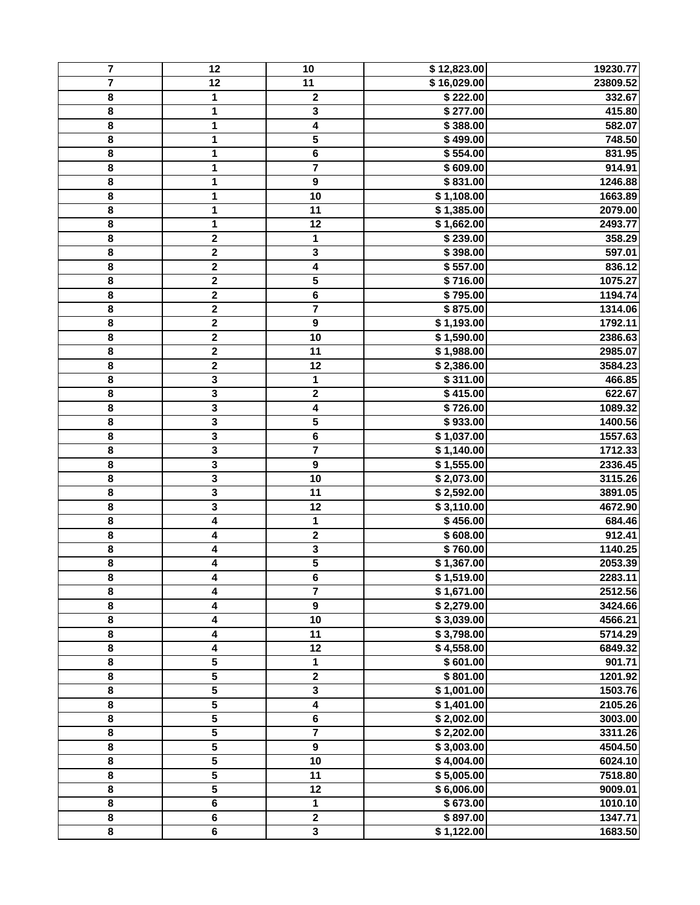| 7 | 12 | 10 | $ 12,823.00 | 19230.77 |
|---|---|---|---|---|
| 7 | 12 | 11 | $ 16,029.00 | 23809.52 |
| 8 | 1 | 2 | $ 222.00 | 332.67 |
| 8 | 1 | 3 | $ 277.00 | 415.80 |
| 8 | 1 | 4 | $ 388.00 | 582.07 |
| 8 | 1 | 5 | $ 499.00 | 748.50 |
| 8 | 1 | 6 | $ 554.00 | 831.95 |
| 8 | 1 | 7 | $ 609.00 | 914.91 |
| 8 | 1 | 9 | $ 831.00 | 1246.88 |
| 8 | 1 | 10 | $ 1,108.00 | 1663.89 |
| 8 | 1 | 11 | $ 1,385.00 | 2079.00 |
| 8 | 1 | 12 | $ 1,662.00 | 2493.77 |
| 8 | 2 | 1 | $ 239.00 | 358.29 |
| 8 | 2 | 3 | $ 398.00 | 597.01 |
| 8 | 2 | 4 | $ 557.00 | 836.12 |
| 8 | 2 | 5 | $ 716.00 | 1075.27 |
| 8 | 2 | 6 | $ 795.00 | 1194.74 |
| 8 | 2 | 7 | $ 875.00 | 1314.06 |
| 8 | 2 | 9 | $ 1,193.00 | 1792.11 |
| 8 | 2 | 10 | $ 1,590.00 | 2386.63 |
| 8 | 2 | 11 | $ 1,988.00 | 2985.07 |
| 8 | 2 | 12 | $ 2,386.00 | 3584.23 |
| 8 | 3 | 1 | $ 311.00 | 466.85 |
| 8 | 3 | 2 | $ 415.00 | 622.67 |
| 8 | 3 | 4 | $ 726.00 | 1089.32 |
| 8 | 3 | 5 | $ 933.00 | 1400.56 |
| 8 | 3 | 6 | $ 1,037.00 | 1557.63 |
| 8 | 3 | 7 | $ 1,140.00 | 1712.33 |
| 8 | 3 | 9 | $ 1,555.00 | 2336.45 |
| 8 | 3 | 10 | $ 2,073.00 | 3115.26 |
| 8 | 3 | 11 | $ 2,592.00 | 3891.05 |
| 8 | 3 | 12 | $ 3,110.00 | 4672.90 |
| 8 | 4 | 1 | $ 456.00 | 684.46 |
| 8 | 4 | 2 | $ 608.00 | 912.41 |
| 8 | 4 | 3 | $ 760.00 | 1140.25 |
| 8 | 4 | 5 | $ 1,367.00 | 2053.39 |
| 8 | 4 | 6 | $ 1,519.00 | 2283.11 |
| 8 | 4 | 7 | $ 1,671.00 | 2512.56 |
| 8 | 4 | 9 | $ 2,279.00 | 3424.66 |
| 8 | 4 | 10 | $ 3,039.00 | 4566.21 |
| 8 | 4 | 11 | $ 3,798.00 | 5714.29 |
| 8 | 4 | 12 | $ 4,558.00 | 6849.32 |
| 8 | 5 | 1 | $ 601.00 | 901.71 |
| 8 | 5 | 2 | $ 801.00 | 1201.92 |
| 8 | 5 | 3 | $ 1,001.00 | 1503.76 |
| 8 | 5 | 4 | $ 1,401.00 | 2105.26 |
| 8 | 5 | 6 | $ 2,002.00 | 3003.00 |
| 8 | 5 | 7 | $ 2,202.00 | 3311.26 |
| 8 | 5 | 9 | $ 3,003.00 | 4504.50 |
| 8 | 5 | 10 | $ 4,004.00 | 6024.10 |
| 8 | 5 | 11 | $ 5,005.00 | 7518.80 |
| 8 | 5 | 12 | $ 6,006.00 | 9009.01 |
| 8 | 6 | 1 | $ 673.00 | 1010.10 |
| 8 | 6 | 2 | $ 897.00 | 1347.71 |
| 8 | 6 | 3 | $ 1,122.00 | 1683.50 |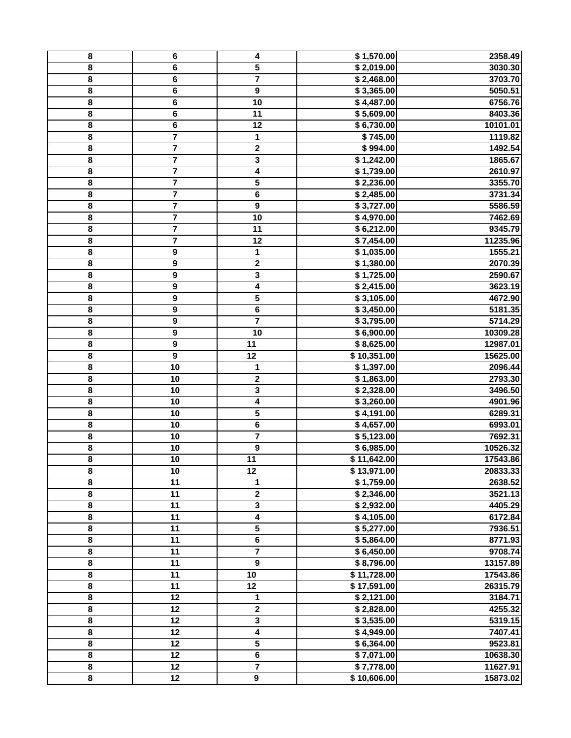| 8 | 6 | 4 | $ 1,570.00 | 2358.49 |
|---|---|---|---|---|
| 8 | 6 | 5 | $ 2,019.00 | 3030.30 |
| 8 | 6 | 7 | $ 2,468.00 | 3703.70 |
| 8 | 6 | 9 | $ 3,365.00 | 5050.51 |
| 8 | 6 | 10 | $ 4,487.00 | 6756.76 |
| 8 | 6 | 11 | $ 5,609.00 | 8403.36 |
| 8 | 6 | 12 | $ 6,730.00 | 10101.01 |
| 8 | 7 | 1 | $ 745.00 | 1119.82 |
| 8 | 7 | 2 | $ 994.00 | 1492.54 |
| 8 | 7 | 3 | $ 1,242.00 | 1865.67 |
| 8 | 7 | 4 | $ 1,739.00 | 2610.97 |
| 8 | 7 | 5 | $ 2,236.00 | 3355.70 |
| 8 | 7 | 6 | $ 2,485.00 | 3731.34 |
| 8 | 7 | 9 | $ 3,727.00 | 5586.59 |
| 8 | 7 | 10 | $ 4,970.00 | 7462.69 |
| 8 | 7 | 11 | $ 6,212.00 | 9345.79 |
| 8 | 7 | 12 | $ 7,454.00 | 11235.96 |
| 8 | 9 | 1 | $ 1,035.00 | 1555.21 |
| 8 | 9 | 2 | $ 1,380.00 | 2070.39 |
| 8 | 9 | 3 | $ 1,725.00 | 2590.67 |
| 8 | 9 | 4 | $ 2,415.00 | 3623.19 |
| 8 | 9 | 5 | $ 3,105.00 | 4672.90 |
| 8 | 9 | 6 | $ 3,450.00 | 5181.35 |
| 8 | 9 | 7 | $ 3,795.00 | 5714.29 |
| 8 | 9 | 10 | $ 6,900.00 | 10309.28 |
| 8 | 9 | 11 | $ 8,625.00 | 12987.01 |
| 8 | 9 | 12 | $ 10,351.00 | 15625.00 |
| 8 | 10 | 1 | $ 1,397.00 | 2096.44 |
| 8 | 10 | 2 | $ 1,863.00 | 2793.30 |
| 8 | 10 | 3 | $ 2,328.00 | 3496.50 |
| 8 | 10 | 4 | $ 3,260.00 | 4901.96 |
| 8 | 10 | 5 | $ 4,191.00 | 6289.31 |
| 8 | 10 | 6 | $ 4,657.00 | 6993.01 |
| 8 | 10 | 7 | $ 5,123.00 | 7692.31 |
| 8 | 10 | 9 | $ 6,985.00 | 10526.32 |
| 8 | 10 | 11 | $ 11,642.00 | 17543.86 |
| 8 | 10 | 12 | $ 13,971.00 | 20833.33 |
| 8 | 11 | 1 | $ 1,759.00 | 2638.52 |
| 8 | 11 | 2 | $ 2,346.00 | 3521.13 |
| 8 | 11 | 3 | $ 2,932.00 | 4405.29 |
| 8 | 11 | 4 | $ 4,105.00 | 6172.84 |
| 8 | 11 | 5 | $ 5,277.00 | 7936.51 |
| 8 | 11 | 6 | $ 5,864.00 | 8771.93 |
| 8 | 11 | 7 | $ 6,450.00 | 9708.74 |
| 8 | 11 | 9 | $ 8,796.00 | 13157.89 |
| 8 | 11 | 10 | $ 11,728.00 | 17543.86 |
| 8 | 11 | 12 | $ 17,591.00 | 26315.79 |
| 8 | 12 | 1 | $ 2,121.00 | 3184.71 |
| 8 | 12 | 2 | $ 2,828.00 | 4255.32 |
| 8 | 12 | 3 | $ 3,535.00 | 5319.15 |
| 8 | 12 | 4 | $ 4,949.00 | 7407.41 |
| 8 | 12 | 5 | $ 6,364.00 | 9523.81 |
| 8 | 12 | 6 | $ 7,071.00 | 10638.30 |
| 8 | 12 | 7 | $ 7,778.00 | 11627.91 |
| 8 | 12 | 9 | $ 10,606.00 | 15873.02 |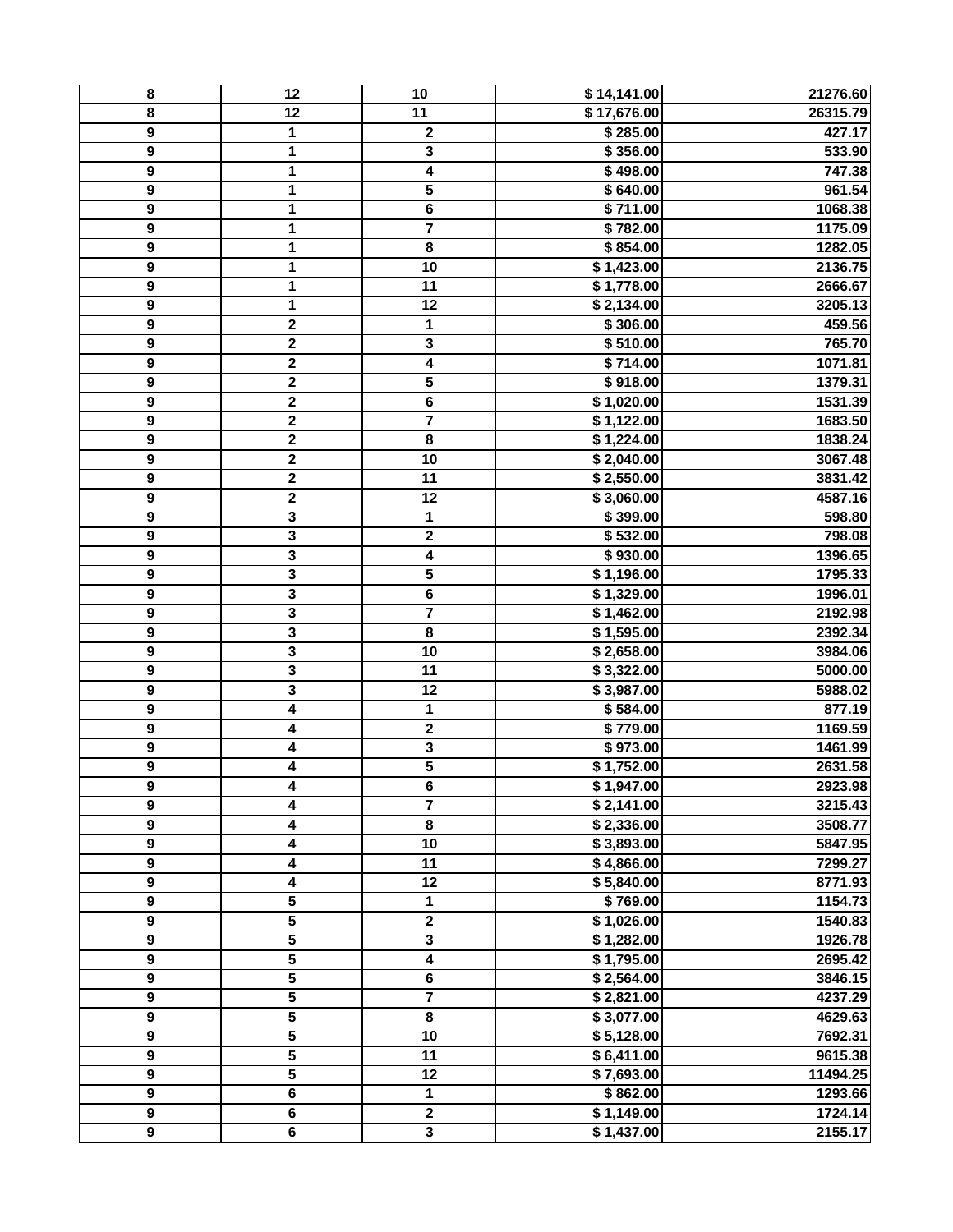| 8 | 12 | 10 | $ 14,141.00 | 21276.60 |
|---|---|---|---|---|
| 8 | 12 | 11 | $ 17,676.00 | 26315.79 |
| 9 | 1 | 2 | $ 285.00 | 427.17 |
| 9 | 1 | 3 | $ 356.00 | 533.90 |
| 9 | 1 | 4 | $ 498.00 | 747.38 |
| 9 | 1 | 5 | $ 640.00 | 961.54 |
| 9 | 1 | 6 | $ 711.00 | 1068.38 |
| 9 | 1 | 7 | $ 782.00 | 1175.09 |
| 9 | 1 | 8 | $ 854.00 | 1282.05 |
| 9 | 1 | 10 | $ 1,423.00 | 2136.75 |
| 9 | 1 | 11 | $ 1,778.00 | 2666.67 |
| 9 | 1 | 12 | $ 2,134.00 | 3205.13 |
| 9 | 2 | 1 | $ 306.00 | 459.56 |
| 9 | 2 | 3 | $ 510.00 | 765.70 |
| 9 | 2 | 4 | $ 714.00 | 1071.81 |
| 9 | 2 | 5 | $ 918.00 | 1379.31 |
| 9 | 2 | 6 | $ 1,020.00 | 1531.39 |
| 9 | 2 | 7 | $ 1,122.00 | 1683.50 |
| 9 | 2 | 8 | $ 1,224.00 | 1838.24 |
| 9 | 2 | 10 | $ 2,040.00 | 3067.48 |
| 9 | 2 | 11 | $ 2,550.00 | 3831.42 |
| 9 | 2 | 12 | $ 3,060.00 | 4587.16 |
| 9 | 3 | 1 | $ 399.00 | 598.80 |
| 9 | 3 | 2 | $ 532.00 | 798.08 |
| 9 | 3 | 4 | $ 930.00 | 1396.65 |
| 9 | 3 | 5 | $ 1,196.00 | 1795.33 |
| 9 | 3 | 6 | $ 1,329.00 | 1996.01 |
| 9 | 3 | 7 | $ 1,462.00 | 2192.98 |
| 9 | 3 | 8 | $ 1,595.00 | 2392.34 |
| 9 | 3 | 10 | $ 2,658.00 | 3984.06 |
| 9 | 3 | 11 | $ 3,322.00 | 5000.00 |
| 9 | 3 | 12 | $ 3,987.00 | 5988.02 |
| 9 | 4 | 1 | $ 584.00 | 877.19 |
| 9 | 4 | 2 | $ 779.00 | 1169.59 |
| 9 | 4 | 3 | $ 973.00 | 1461.99 |
| 9 | 4 | 5 | $ 1,752.00 | 2631.58 |
| 9 | 4 | 6 | $ 1,947.00 | 2923.98 |
| 9 | 4 | 7 | $ 2,141.00 | 3215.43 |
| 9 | 4 | 8 | $ 2,336.00 | 3508.77 |
| 9 | 4 | 10 | $ 3,893.00 | 5847.95 |
| 9 | 4 | 11 | $ 4,866.00 | 7299.27 |
| 9 | 4 | 12 | $ 5,840.00 | 8771.93 |
| 9 | 5 | 1 | $ 769.00 | 1154.73 |
| 9 | 5 | 2 | $ 1,026.00 | 1540.83 |
| 9 | 5 | 3 | $ 1,282.00 | 1926.78 |
| 9 | 5 | 4 | $ 1,795.00 | 2695.42 |
| 9 | 5 | 6 | $ 2,564.00 | 3846.15 |
| 9 | 5 | 7 | $ 2,821.00 | 4237.29 |
| 9 | 5 | 8 | $ 3,077.00 | 4629.63 |
| 9 | 5 | 10 | $ 5,128.00 | 7692.31 |
| 9 | 5 | 11 | $ 6,411.00 | 9615.38 |
| 9 | 5 | 12 | $ 7,693.00 | 11494.25 |
| 9 | 6 | 1 | $ 862.00 | 1293.66 |
| 9 | 6 | 2 | $ 1,149.00 | 1724.14 |
| 9 | 6 | 3 | $ 1,437.00 | 2155.17 |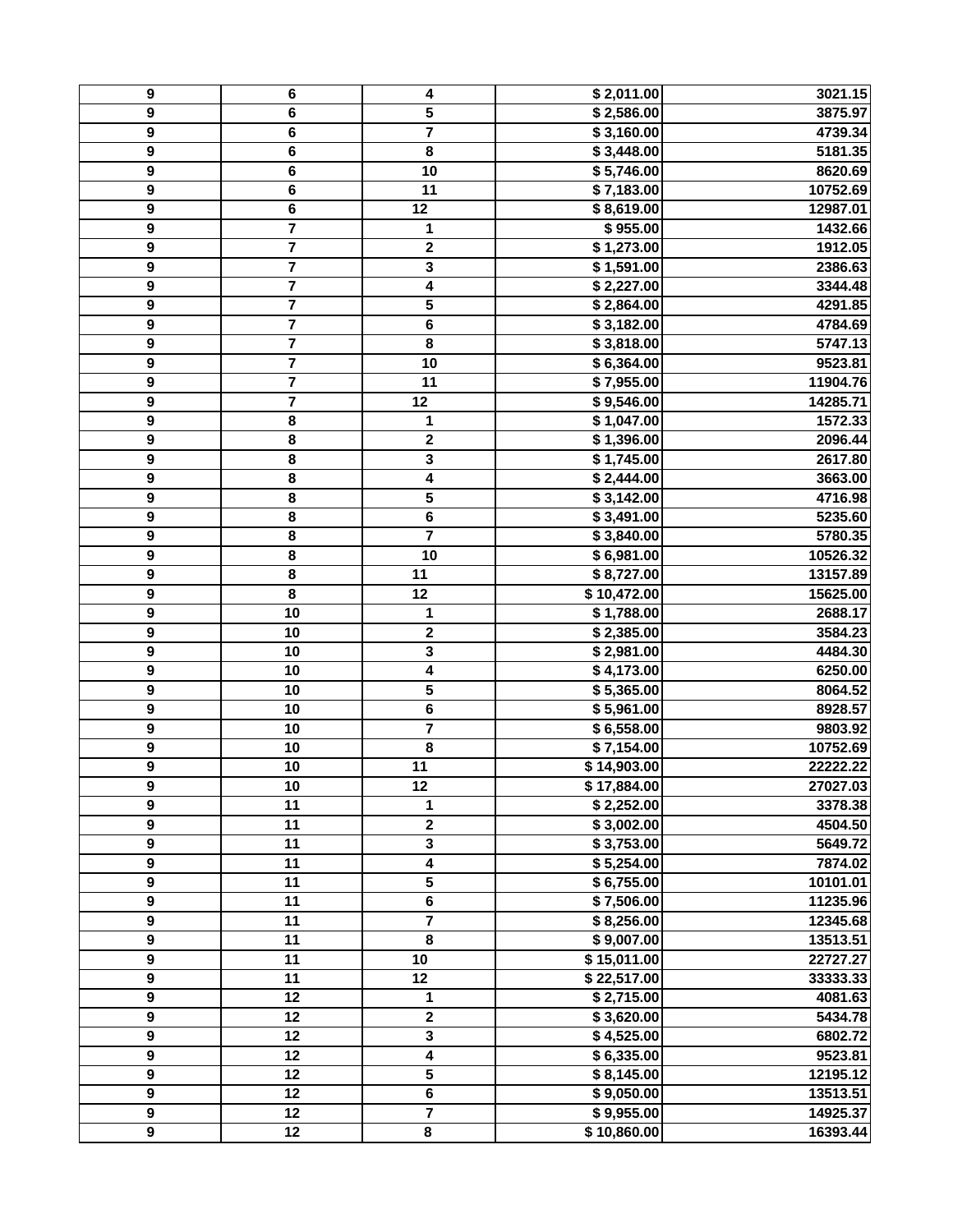| | | | | |
|---|---|---|---|---|
| 9 | 6 | 4 | $ 2,011.00 | 3021.15 |
| 9 | 6 | 5 | $ 2,586.00 | 3875.97 |
| 9 | 6 | 7 | $ 3,160.00 | 4739.34 |
| 9 | 6 | 8 | $ 3,448.00 | 5181.35 |
| 9 | 6 | 10 | $ 5,746.00 | 8620.69 |
| 9 | 6 | 11 | $ 7,183.00 | 10752.69 |
| 9 | 6 | 12 | $ 8,619.00 | 12987.01 |
| 9 | 7 | 1 | $ 955.00 | 1432.66 |
| 9 | 7 | 2 | $ 1,273.00 | 1912.05 |
| 9 | 7 | 3 | $ 1,591.00 | 2386.63 |
| 9 | 7 | 4 | $ 2,227.00 | 3344.48 |
| 9 | 7 | 5 | $ 2,864.00 | 4291.85 |
| 9 | 7 | 6 | $ 3,182.00 | 4784.69 |
| 9 | 7 | 8 | $ 3,818.00 | 5747.13 |
| 9 | 7 | 10 | $ 6,364.00 | 9523.81 |
| 9 | 7 | 11 | $ 7,955.00 | 11904.76 |
| 9 | 7 | 12 | $ 9,546.00 | 14285.71 |
| 9 | 8 | 1 | $ 1,047.00 | 1572.33 |
| 9 | 8 | 2 | $ 1,396.00 | 2096.44 |
| 9 | 8 | 3 | $ 1,745.00 | 2617.80 |
| 9 | 8 | 4 | $ 2,444.00 | 3663.00 |
| 9 | 8 | 5 | $ 3,142.00 | 4716.98 |
| 9 | 8 | 6 | $ 3,491.00 | 5235.60 |
| 9 | 8 | 7 | $ 3,840.00 | 5780.35 |
| 9 | 8 | 10 | $ 6,981.00 | 10526.32 |
| 9 | 8 | 11 | $ 8,727.00 | 13157.89 |
| 9 | 8 | 12 | $ 10,472.00 | 15625.00 |
| 9 | 10 | 1 | $ 1,788.00 | 2688.17 |
| 9 | 10 | 2 | $ 2,385.00 | 3584.23 |
| 9 | 10 | 3 | $ 2,981.00 | 4484.30 |
| 9 | 10 | 4 | $ 4,173.00 | 6250.00 |
| 9 | 10 | 5 | $ 5,365.00 | 8064.52 |
| 9 | 10 | 6 | $ 5,961.00 | 8928.57 |
| 9 | 10 | 7 | $ 6,558.00 | 9803.92 |
| 9 | 10 | 8 | $ 7,154.00 | 10752.69 |
| 9 | 10 | 11 | $ 14,903.00 | 22222.22 |
| 9 | 10 | 12 | $ 17,884.00 | 27027.03 |
| 9 | 11 | 1 | $ 2,252.00 | 3378.38 |
| 9 | 11 | 2 | $ 3,002.00 | 4504.50 |
| 9 | 11 | 3 | $ 3,753.00 | 5649.72 |
| 9 | 11 | 4 | $ 5,254.00 | 7874.02 |
| 9 | 11 | 5 | $ 6,755.00 | 10101.01 |
| 9 | 11 | 6 | $ 7,506.00 | 11235.96 |
| 9 | 11 | 7 | $ 8,256.00 | 12345.68 |
| 9 | 11 | 8 | $ 9,007.00 | 13513.51 |
| 9 | 11 | 10 | $ 15,011.00 | 22727.27 |
| 9 | 11 | 12 | $ 22,517.00 | 33333.33 |
| 9 | 12 | 1 | $ 2,715.00 | 4081.63 |
| 9 | 12 | 2 | $ 3,620.00 | 5434.78 |
| 9 | 12 | 3 | $ 4,525.00 | 6802.72 |
| 9 | 12 | 4 | $ 6,335.00 | 9523.81 |
| 9 | 12 | 5 | $ 8,145.00 | 12195.12 |
| 9 | 12 | 6 | $ 9,050.00 | 13513.51 |
| 9 | 12 | 7 | $ 9,955.00 | 14925.37 |
| 9 | 12 | 8 | $ 10,860.00 | 16393.44 |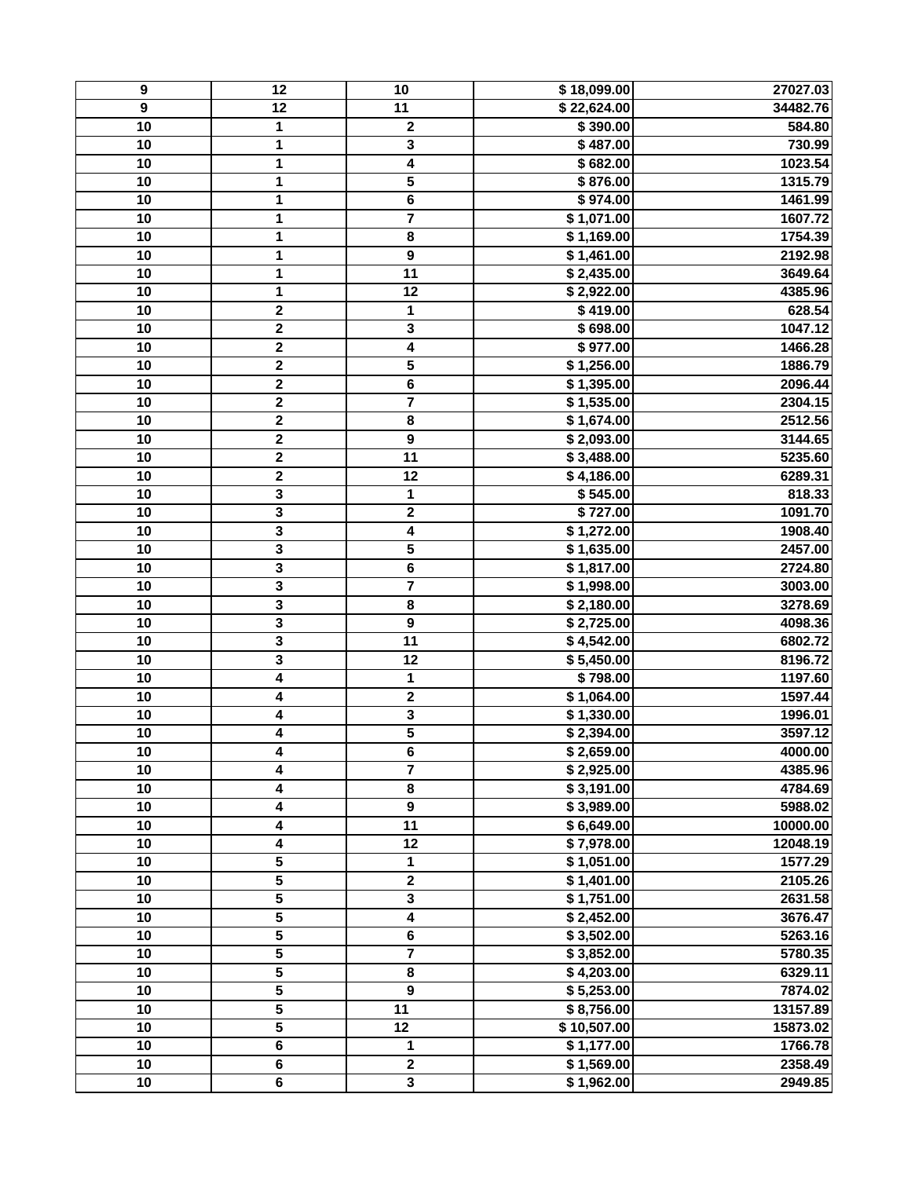| 9 | 12 | 10 | $ 18,099.00 | 27027.03 |
|---|---|---|---|---|
| 9 | 12 | 11 | $ 22,624.00 | 34482.76 |
| 10 | 1 | 2 | $ 390.00 | 584.80 |
| 10 | 1 | 3 | $ 487.00 | 730.99 |
| 10 | 1 | 4 | $ 682.00 | 1023.54 |
| 10 | 1 | 5 | $ 876.00 | 1315.79 |
| 10 | 1 | 6 | $ 974.00 | 1461.99 |
| 10 | 1 | 7 | $ 1,071.00 | 1607.72 |
| 10 | 1 | 8 | $ 1,169.00 | 1754.39 |
| 10 | 1 | 9 | $ 1,461.00 | 2192.98 |
| 10 | 1 | 11 | $ 2,435.00 | 3649.64 |
| 10 | 1 | 12 | $ 2,922.00 | 4385.96 |
| 10 | 2 | 1 | $ 419.00 | 628.54 |
| 10 | 2 | 3 | $ 698.00 | 1047.12 |
| 10 | 2 | 4 | $ 977.00 | 1466.28 |
| 10 | 2 | 5 | $ 1,256.00 | 1886.79 |
| 10 | 2 | 6 | $ 1,395.00 | 2096.44 |
| 10 | 2 | 7 | $ 1,535.00 | 2304.15 |
| 10 | 2 | 8 | $ 1,674.00 | 2512.56 |
| 10 | 2 | 9 | $ 2,093.00 | 3144.65 |
| 10 | 2 | 11 | $ 3,488.00 | 5235.60 |
| 10 | 2 | 12 | $ 4,186.00 | 6289.31 |
| 10 | 3 | 1 | $ 545.00 | 818.33 |
| 10 | 3 | 2 | $ 727.00 | 1091.70 |
| 10 | 3 | 4 | $ 1,272.00 | 1908.40 |
| 10 | 3 | 5 | $ 1,635.00 | 2457.00 |
| 10 | 3 | 6 | $ 1,817.00 | 2724.80 |
| 10 | 3 | 7 | $ 1,998.00 | 3003.00 |
| 10 | 3 | 8 | $ 2,180.00 | 3278.69 |
| 10 | 3 | 9 | $ 2,725.00 | 4098.36 |
| 10 | 3 | 11 | $ 4,542.00 | 6802.72 |
| 10 | 3 | 12 | $ 5,450.00 | 8196.72 |
| 10 | 4 | 1 | $ 798.00 | 1197.60 |
| 10 | 4 | 2 | $ 1,064.00 | 1597.44 |
| 10 | 4 | 3 | $ 1,330.00 | 1996.01 |
| 10 | 4 | 5 | $ 2,394.00 | 3597.12 |
| 10 | 4 | 6 | $ 2,659.00 | 4000.00 |
| 10 | 4 | 7 | $ 2,925.00 | 4385.96 |
| 10 | 4 | 8 | $ 3,191.00 | 4784.69 |
| 10 | 4 | 9 | $ 3,989.00 | 5988.02 |
| 10 | 4 | 11 | $ 6,649.00 | 10000.00 |
| 10 | 4 | 12 | $ 7,978.00 | 12048.19 |
| 10 | 5 | 1 | $ 1,051.00 | 1577.29 |
| 10 | 5 | 2 | $ 1,401.00 | 2105.26 |
| 10 | 5 | 3 | $ 1,751.00 | 2631.58 |
| 10 | 5 | 4 | $ 2,452.00 | 3676.47 |
| 10 | 5 | 6 | $ 3,502.00 | 5263.16 |
| 10 | 5 | 7 | $ 3,852.00 | 5780.35 |
| 10 | 5 | 8 | $ 4,203.00 | 6329.11 |
| 10 | 5 | 9 | $ 5,253.00 | 7874.02 |
| 10 | 5 | 11 | $ 8,756.00 | 13157.89 |
| 10 | 5 | 12 | $ 10,507.00 | 15873.02 |
| 10 | 6 | 1 | $ 1,177.00 | 1766.78 |
| 10 | 6 | 2 | $ 1,569.00 | 2358.49 |
| 10 | 6 | 3 | $ 1,962.00 | 2949.85 |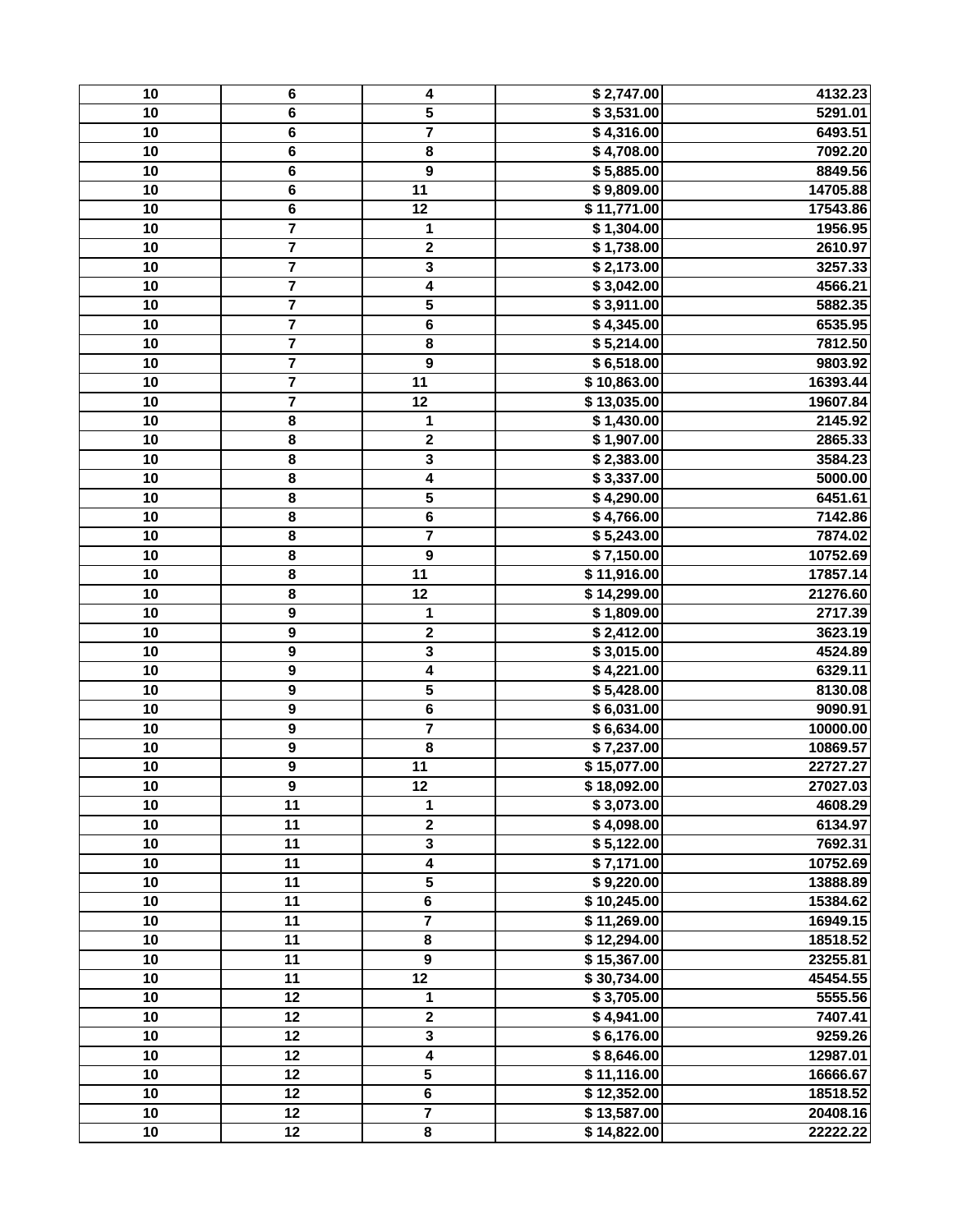| | | | | |
|---|---|---|---|---|
| 10 | 6 | 4 | $ 2,747.00 | 4132.23 |
| 10 | 6 | 5 | $ 3,531.00 | 5291.01 |
| 10 | 6 | 7 | $ 4,316.00 | 6493.51 |
| 10 | 6 | 8 | $ 4,708.00 | 7092.20 |
| 10 | 6 | 9 | $ 5,885.00 | 8849.56 |
| 10 | 6 | 11 | $ 9,809.00 | 14705.88 |
| 10 | 6 | 12 | $ 11,771.00 | 17543.86 |
| 10 | 7 | 1 | $ 1,304.00 | 1956.95 |
| 10 | 7 | 2 | $ 1,738.00 | 2610.97 |
| 10 | 7 | 3 | $ 2,173.00 | 3257.33 |
| 10 | 7 | 4 | $ 3,042.00 | 4566.21 |
| 10 | 7 | 5 | $ 3,911.00 | 5882.35 |
| 10 | 7 | 6 | $ 4,345.00 | 6535.95 |
| 10 | 7 | 8 | $ 5,214.00 | 7812.50 |
| 10 | 7 | 9 | $ 6,518.00 | 9803.92 |
| 10 | 7 | 11 | $ 10,863.00 | 16393.44 |
| 10 | 7 | 12 | $ 13,035.00 | 19607.84 |
| 10 | 8 | 1 | $ 1,430.00 | 2145.92 |
| 10 | 8 | 2 | $ 1,907.00 | 2865.33 |
| 10 | 8 | 3 | $ 2,383.00 | 3584.23 |
| 10 | 8 | 4 | $ 3,337.00 | 5000.00 |
| 10 | 8 | 5 | $ 4,290.00 | 6451.61 |
| 10 | 8 | 6 | $ 4,766.00 | 7142.86 |
| 10 | 8 | 7 | $ 5,243.00 | 7874.02 |
| 10 | 8 | 9 | $ 7,150.00 | 10752.69 |
| 10 | 8 | 11 | $ 11,916.00 | 17857.14 |
| 10 | 8 | 12 | $ 14,299.00 | 21276.60 |
| 10 | 9 | 1 | $ 1,809.00 | 2717.39 |
| 10 | 9 | 2 | $ 2,412.00 | 3623.19 |
| 10 | 9 | 3 | $ 3,015.00 | 4524.89 |
| 10 | 9 | 4 | $ 4,221.00 | 6329.11 |
| 10 | 9 | 5 | $ 5,428.00 | 8130.08 |
| 10 | 9 | 6 | $ 6,031.00 | 9090.91 |
| 10 | 9 | 7 | $ 6,634.00 | 10000.00 |
| 10 | 9 | 8 | $ 7,237.00 | 10869.57 |
| 10 | 9 | 11 | $ 15,077.00 | 22727.27 |
| 10 | 9 | 12 | $ 18,092.00 | 27027.03 |
| 10 | 11 | 1 | $ 3,073.00 | 4608.29 |
| 10 | 11 | 2 | $ 4,098.00 | 6134.97 |
| 10 | 11 | 3 | $ 5,122.00 | 7692.31 |
| 10 | 11 | 4 | $ 7,171.00 | 10752.69 |
| 10 | 11 | 5 | $ 9,220.00 | 13888.89 |
| 10 | 11 | 6 | $ 10,245.00 | 15384.62 |
| 10 | 11 | 7 | $ 11,269.00 | 16949.15 |
| 10 | 11 | 8 | $ 12,294.00 | 18518.52 |
| 10 | 11 | 9 | $ 15,367.00 | 23255.81 |
| 10 | 11 | 12 | $ 30,734.00 | 45454.55 |
| 10 | 12 | 1 | $ 3,705.00 | 5555.56 |
| 10 | 12 | 2 | $ 4,941.00 | 7407.41 |
| 10 | 12 | 3 | $ 6,176.00 | 9259.26 |
| 10 | 12 | 4 | $ 8,646.00 | 12987.01 |
| 10 | 12 | 5 | $ 11,116.00 | 16666.67 |
| 10 | 12 | 6 | $ 12,352.00 | 18518.52 |
| 10 | 12 | 7 | $ 13,587.00 | 20408.16 |
| 10 | 12 | 8 | $ 14,822.00 | 22222.22 |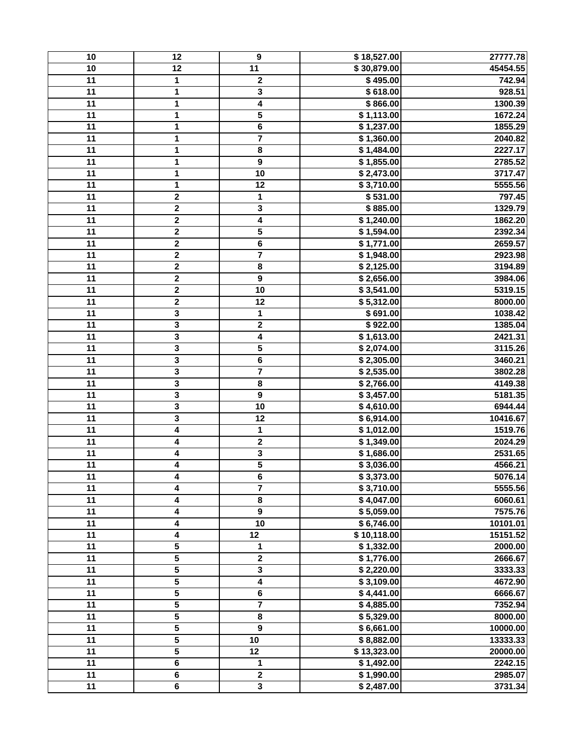| 10 | 12 | 9 | $ 18,527.00 | 27777.78 |
|---|---|---|---|---|
| 10 | 12 | 11 | $ 30,879.00 | 45454.55 |
| 11 | 1 | 2 | $ 495.00 | 742.94 |
| 11 | 1 | 3 | $ 618.00 | 928.51 |
| 11 | 1 | 4 | $ 866.00 | 1300.39 |
| 11 | 1 | 5 | $ 1,113.00 | 1672.24 |
| 11 | 1 | 6 | $ 1,237.00 | 1855.29 |
| 11 | 1 | 7 | $ 1,360.00 | 2040.82 |
| 11 | 1 | 8 | $ 1,484.00 | 2227.17 |
| 11 | 1 | 9 | $ 1,855.00 | 2785.52 |
| 11 | 1 | 10 | $ 2,473.00 | 3717.47 |
| 11 | 1 | 12 | $ 3,710.00 | 5555.56 |
| 11 | 2 | 1 | $ 531.00 | 797.45 |
| 11 | 2 | 3 | $ 885.00 | 1329.79 |
| 11 | 2 | 4 | $ 1,240.00 | 1862.20 |
| 11 | 2 | 5 | $ 1,594.00 | 2392.34 |
| 11 | 2 | 6 | $ 1,771.00 | 2659.57 |
| 11 | 2 | 7 | $ 1,948.00 | 2923.98 |
| 11 | 2 | 8 | $ 2,125.00 | 3194.89 |
| 11 | 2 | 9 | $ 2,656.00 | 3984.06 |
| 11 | 2 | 10 | $ 3,541.00 | 5319.15 |
| 11 | 2 | 12 | $ 5,312.00 | 8000.00 |
| 11 | 3 | 1 | $ 691.00 | 1038.42 |
| 11 | 3 | 2 | $ 922.00 | 1385.04 |
| 11 | 3 | 4 | $ 1,613.00 | 2421.31 |
| 11 | 3 | 5 | $ 2,074.00 | 3115.26 |
| 11 | 3 | 6 | $ 2,305.00 | 3460.21 |
| 11 | 3 | 7 | $ 2,535.00 | 3802.28 |
| 11 | 3 | 8 | $ 2,766.00 | 4149.38 |
| 11 | 3 | 9 | $ 3,457.00 | 5181.35 |
| 11 | 3 | 10 | $ 4,610.00 | 6944.44 |
| 11 | 3 | 12 | $ 6,914.00 | 10416.67 |
| 11 | 4 | 1 | $ 1,012.00 | 1519.76 |
| 11 | 4 | 2 | $ 1,349.00 | 2024.29 |
| 11 | 4 | 3 | $ 1,686.00 | 2531.65 |
| 11 | 4 | 5 | $ 3,036.00 | 4566.21 |
| 11 | 4 | 6 | $ 3,373.00 | 5076.14 |
| 11 | 4 | 7 | $ 3,710.00 | 5555.56 |
| 11 | 4 | 8 | $ 4,047.00 | 6060.61 |
| 11 | 4 | 9 | $ 5,059.00 | 7575.76 |
| 11 | 4 | 10 | $ 6,746.00 | 10101.01 |
| 11 | 4 | 12 | $ 10,118.00 | 15151.52 |
| 11 | 5 | 1 | $ 1,332.00 | 2000.00 |
| 11 | 5 | 2 | $ 1,776.00 | 2666.67 |
| 11 | 5 | 3 | $ 2,220.00 | 3333.33 |
| 11 | 5 | 4 | $ 3,109.00 | 4672.90 |
| 11 | 5 | 6 | $ 4,441.00 | 6666.67 |
| 11 | 5 | 7 | $ 4,885.00 | 7352.94 |
| 11 | 5 | 8 | $ 5,329.00 | 8000.00 |
| 11 | 5 | 9 | $ 6,661.00 | 10000.00 |
| 11 | 5 | 10 | $ 8,882.00 | 13333.33 |
| 11 | 5 | 12 | $ 13,323.00 | 20000.00 |
| 11 | 6 | 1 | $ 1,492.00 | 2242.15 |
| 11 | 6 | 2 | $ 1,990.00 | 2985.07 |
| 11 | 6 | 3 | $ 2,487.00 | 3731.34 |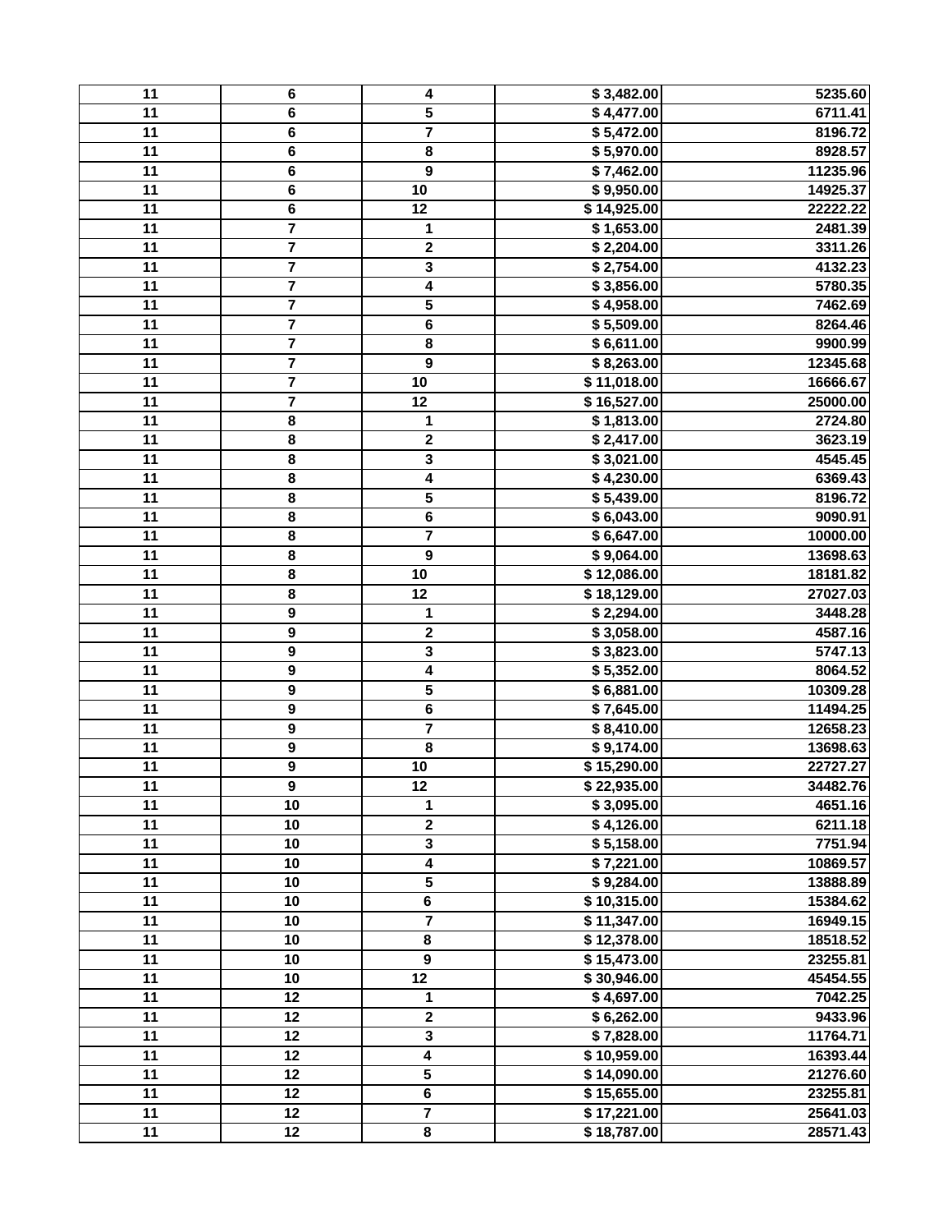| | | | | |
|---|---|---|---|---|
| 11 | 6 | 4 | $ 3,482.00 | 5235.60 |
| 11 | 6 | 5 | $ 4,477.00 | 6711.41 |
| 11 | 6 | 7 | $ 5,472.00 | 8196.72 |
| 11 | 6 | 8 | $ 5,970.00 | 8928.57 |
| 11 | 6 | 9 | $ 7,462.00 | 11235.96 |
| 11 | 6 | 10 | $ 9,950.00 | 14925.37 |
| 11 | 6 | 12 | $ 14,925.00 | 22222.22 |
| 11 | 7 | 1 | $ 1,653.00 | 2481.39 |
| 11 | 7 | 2 | $ 2,204.00 | 3311.26 |
| 11 | 7 | 3 | $ 2,754.00 | 4132.23 |
| 11 | 7 | 4 | $ 3,856.00 | 5780.35 |
| 11 | 7 | 5 | $ 4,958.00 | 7462.69 |
| 11 | 7 | 6 | $ 5,509.00 | 8264.46 |
| 11 | 7 | 8 | $ 6,611.00 | 9900.99 |
| 11 | 7 | 9 | $ 8,263.00 | 12345.68 |
| 11 | 7 | 10 | $ 11,018.00 | 16666.67 |
| 11 | 7 | 12 | $ 16,527.00 | 25000.00 |
| 11 | 8 | 1 | $ 1,813.00 | 2724.80 |
| 11 | 8 | 2 | $ 2,417.00 | 3623.19 |
| 11 | 8 | 3 | $ 3,021.00 | 4545.45 |
| 11 | 8 | 4 | $ 4,230.00 | 6369.43 |
| 11 | 8 | 5 | $ 5,439.00 | 8196.72 |
| 11 | 8 | 6 | $ 6,043.00 | 9090.91 |
| 11 | 8 | 7 | $ 6,647.00 | 10000.00 |
| 11 | 8 | 9 | $ 9,064.00 | 13698.63 |
| 11 | 8 | 10 | $ 12,086.00 | 18181.82 |
| 11 | 8 | 12 | $ 18,129.00 | 27027.03 |
| 11 | 9 | 1 | $ 2,294.00 | 3448.28 |
| 11 | 9 | 2 | $ 3,058.00 | 4587.16 |
| 11 | 9 | 3 | $ 3,823.00 | 5747.13 |
| 11 | 9 | 4 | $ 5,352.00 | 8064.52 |
| 11 | 9 | 5 | $ 6,881.00 | 10309.28 |
| 11 | 9 | 6 | $ 7,645.00 | 11494.25 |
| 11 | 9 | 7 | $ 8,410.00 | 12658.23 |
| 11 | 9 | 8 | $ 9,174.00 | 13698.63 |
| 11 | 9 | 10 | $ 15,290.00 | 22727.27 |
| 11 | 9 | 12 | $ 22,935.00 | 34482.76 |
| 11 | 10 | 1 | $ 3,095.00 | 4651.16 |
| 11 | 10 | 2 | $ 4,126.00 | 6211.18 |
| 11 | 10 | 3 | $ 5,158.00 | 7751.94 |
| 11 | 10 | 4 | $ 7,221.00 | 10869.57 |
| 11 | 10 | 5 | $ 9,284.00 | 13888.89 |
| 11 | 10 | 6 | $ 10,315.00 | 15384.62 |
| 11 | 10 | 7 | $ 11,347.00 | 16949.15 |
| 11 | 10 | 8 | $ 12,378.00 | 18518.52 |
| 11 | 10 | 9 | $ 15,473.00 | 23255.81 |
| 11 | 10 | 12 | $ 30,946.00 | 45454.55 |
| 11 | 12 | 1 | $ 4,697.00 | 7042.25 |
| 11 | 12 | 2 | $ 6,262.00 | 9433.96 |
| 11 | 12 | 3 | $ 7,828.00 | 11764.71 |
| 11 | 12 | 4 | $ 10,959.00 | 16393.44 |
| 11 | 12 | 5 | $ 14,090.00 | 21276.60 |
| 11 | 12 | 6 | $ 15,655.00 | 23255.81 |
| 11 | 12 | 7 | $ 17,221.00 | 25641.03 |
| 11 | 12 | 8 | $ 18,787.00 | 28571.43 |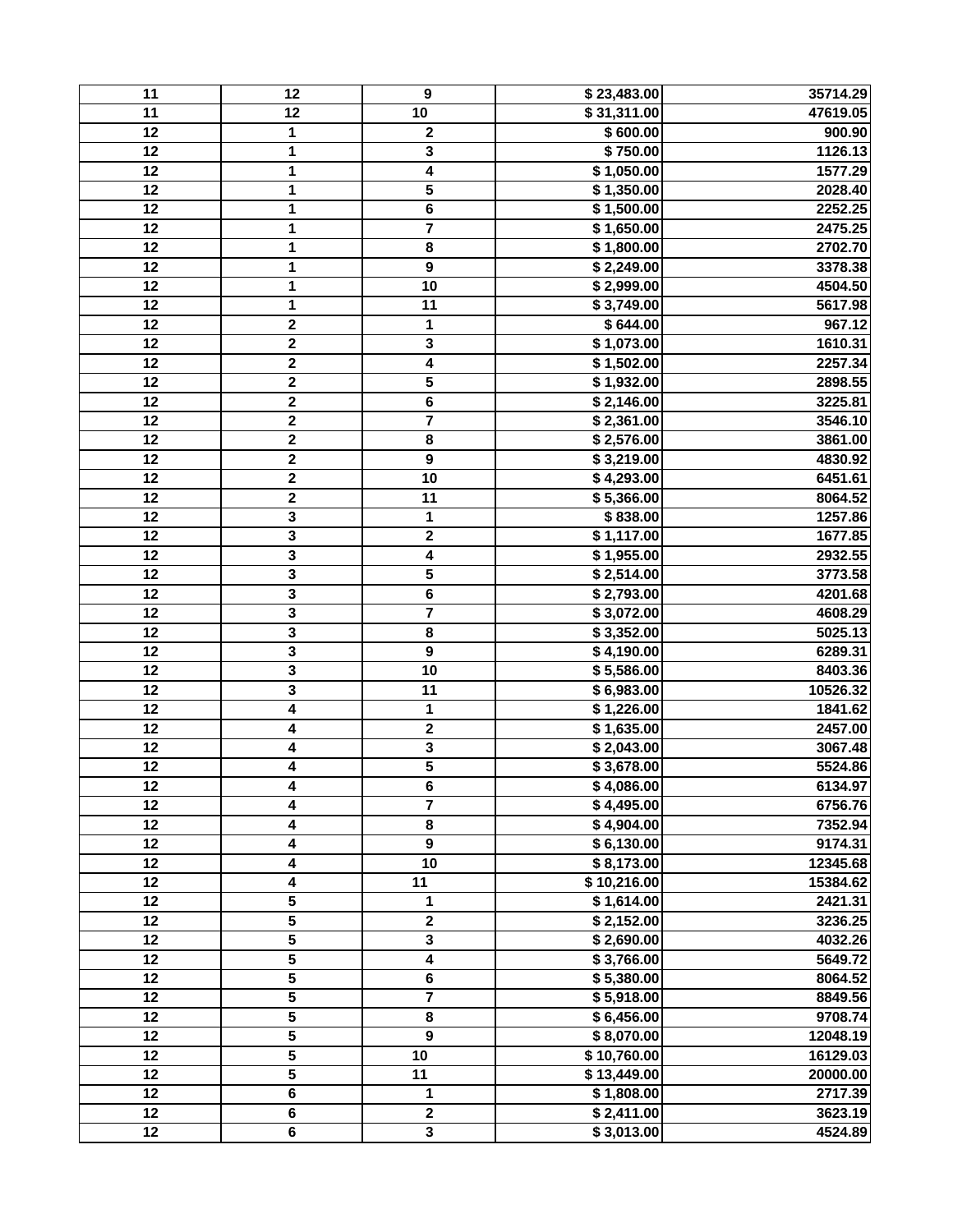| | | | | |
|---|---|---|---|---|
| 11 | 12 | 9 | $ 23,483.00 | 35714.29 |
| 11 | 12 | 10 | $ 31,311.00 | 47619.05 |
| 12 | 1 | 2 | $ 600.00 | 900.90 |
| 12 | 1 | 3 | $ 750.00 | 1126.13 |
| 12 | 1 | 4 | $ 1,050.00 | 1577.29 |
| 12 | 1 | 5 | $ 1,350.00 | 2028.40 |
| 12 | 1 | 6 | $ 1,500.00 | 2252.25 |
| 12 | 1 | 7 | $ 1,650.00 | 2475.25 |
| 12 | 1 | 8 | $ 1,800.00 | 2702.70 |
| 12 | 1 | 9 | $ 2,249.00 | 3378.38 |
| 12 | 1 | 10 | $ 2,999.00 | 4504.50 |
| 12 | 1 | 11 | $ 3,749.00 | 5617.98 |
| 12 | 2 | 1 | $ 644.00 | 967.12 |
| 12 | 2 | 3 | $ 1,073.00 | 1610.31 |
| 12 | 2 | 4 | $ 1,502.00 | 2257.34 |
| 12 | 2 | 5 | $ 1,932.00 | 2898.55 |
| 12 | 2 | 6 | $ 2,146.00 | 3225.81 |
| 12 | 2 | 7 | $ 2,361.00 | 3546.10 |
| 12 | 2 | 8 | $ 2,576.00 | 3861.00 |
| 12 | 2 | 9 | $ 3,219.00 | 4830.92 |
| 12 | 2 | 10 | $ 4,293.00 | 6451.61 |
| 12 | 2 | 11 | $ 5,366.00 | 8064.52 |
| 12 | 3 | 1 | $ 838.00 | 1257.86 |
| 12 | 3 | 2 | $ 1,117.00 | 1677.85 |
| 12 | 3 | 4 | $ 1,955.00 | 2932.55 |
| 12 | 3 | 5 | $ 2,514.00 | 3773.58 |
| 12 | 3 | 6 | $ 2,793.00 | 4201.68 |
| 12 | 3 | 7 | $ 3,072.00 | 4608.29 |
| 12 | 3 | 8 | $ 3,352.00 | 5025.13 |
| 12 | 3 | 9 | $ 4,190.00 | 6289.31 |
| 12 | 3 | 10 | $ 5,586.00 | 8403.36 |
| 12 | 3 | 11 | $ 6,983.00 | 10526.32 |
| 12 | 4 | 1 | $ 1,226.00 | 1841.62 |
| 12 | 4 | 2 | $ 1,635.00 | 2457.00 |
| 12 | 4 | 3 | $ 2,043.00 | 3067.48 |
| 12 | 4 | 5 | $ 3,678.00 | 5524.86 |
| 12 | 4 | 6 | $ 4,086.00 | 6134.97 |
| 12 | 4 | 7 | $ 4,495.00 | 6756.76 |
| 12 | 4 | 8 | $ 4,904.00 | 7352.94 |
| 12 | 4 | 9 | $ 6,130.00 | 9174.31 |
| 12 | 4 | 10 | $ 8,173.00 | 12345.68 |
| 12 | 4 | 11 | $ 10,216.00 | 15384.62 |
| 12 | 5 | 1 | $ 1,614.00 | 2421.31 |
| 12 | 5 | 2 | $ 2,152.00 | 3236.25 |
| 12 | 5 | 3 | $ 2,690.00 | 4032.26 |
| 12 | 5 | 4 | $ 3,766.00 | 5649.72 |
| 12 | 5 | 6 | $ 5,380.00 | 8064.52 |
| 12 | 5 | 7 | $ 5,918.00 | 8849.56 |
| 12 | 5 | 8 | $ 6,456.00 | 9708.74 |
| 12 | 5 | 9 | $ 8,070.00 | 12048.19 |
| 12 | 5 | 10 | $ 10,760.00 | 16129.03 |
| 12 | 5 | 11 | $ 13,449.00 | 20000.00 |
| 12 | 6 | 1 | $ 1,808.00 | 2717.39 |
| 12 | 6 | 2 | $ 2,411.00 | 3623.19 |
| 12 | 6 | 3 | $ 3,013.00 | 4524.89 |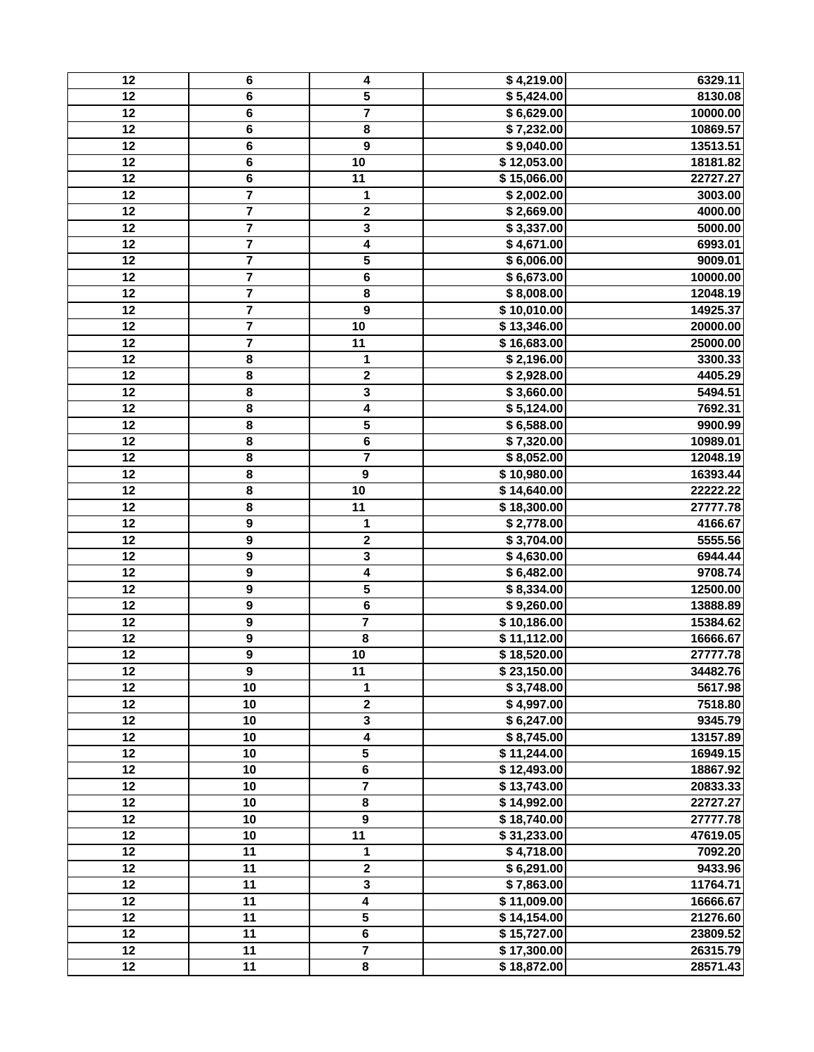| | | | | |
|---|---|---|---|---|
| 12 | 6 | 4 | $ 4,219.00 | 6329.11 |
| 12 | 6 | 5 | $ 5,424.00 | 8130.08 |
| 12 | 6 | 7 | $ 6,629.00 | 10000.00 |
| 12 | 6 | 8 | $ 7,232.00 | 10869.57 |
| 12 | 6 | 9 | $ 9,040.00 | 13513.51 |
| 12 | 6 | 10 | $ 12,053.00 | 18181.82 |
| 12 | 6 | 11 | $ 15,066.00 | 22727.27 |
| 12 | 7 | 1 | $ 2,002.00 | 3003.00 |
| 12 | 7 | 2 | $ 2,669.00 | 4000.00 |
| 12 | 7 | 3 | $ 3,337.00 | 5000.00 |
| 12 | 7 | 4 | $ 4,671.00 | 6993.01 |
| 12 | 7 | 5 | $ 6,006.00 | 9009.01 |
| 12 | 7 | 6 | $ 6,673.00 | 10000.00 |
| 12 | 7 | 8 | $ 8,008.00 | 12048.19 |
| 12 | 7 | 9 | $ 10,010.00 | 14925.37 |
| 12 | 7 | 10 | $ 13,346.00 | 20000.00 |
| 12 | 7 | 11 | $ 16,683.00 | 25000.00 |
| 12 | 8 | 1 | $ 2,196.00 | 3300.33 |
| 12 | 8 | 2 | $ 2,928.00 | 4405.29 |
| 12 | 8 | 3 | $ 3,660.00 | 5494.51 |
| 12 | 8 | 4 | $ 5,124.00 | 7692.31 |
| 12 | 8 | 5 | $ 6,588.00 | 9900.99 |
| 12 | 8 | 6 | $ 7,320.00 | 10989.01 |
| 12 | 8 | 7 | $ 8,052.00 | 12048.19 |
| 12 | 8 | 9 | $ 10,980.00 | 16393.44 |
| 12 | 8 | 10 | $ 14,640.00 | 22222.22 |
| 12 | 8 | 11 | $ 18,300.00 | 27777.78 |
| 12 | 9 | 1 | $ 2,778.00 | 4166.67 |
| 12 | 9 | 2 | $ 3,704.00 | 5555.56 |
| 12 | 9 | 3 | $ 4,630.00 | 6944.44 |
| 12 | 9 | 4 | $ 6,482.00 | 9708.74 |
| 12 | 9 | 5 | $ 8,334.00 | 12500.00 |
| 12 | 9 | 6 | $ 9,260.00 | 13888.89 |
| 12 | 9 | 7 | $ 10,186.00 | 15384.62 |
| 12 | 9 | 8 | $ 11,112.00 | 16666.67 |
| 12 | 9 | 10 | $ 18,520.00 | 27777.78 |
| 12 | 9 | 11 | $ 23,150.00 | 34482.76 |
| 12 | 10 | 1 | $ 3,748.00 | 5617.98 |
| 12 | 10 | 2 | $ 4,997.00 | 7518.80 |
| 12 | 10 | 3 | $ 6,247.00 | 9345.79 |
| 12 | 10 | 4 | $ 8,745.00 | 13157.89 |
| 12 | 10 | 5 | $ 11,244.00 | 16949.15 |
| 12 | 10 | 6 | $ 12,493.00 | 18867.92 |
| 12 | 10 | 7 | $ 13,743.00 | 20833.33 |
| 12 | 10 | 8 | $ 14,992.00 | 22727.27 |
| 12 | 10 | 9 | $ 18,740.00 | 27777.78 |
| 12 | 10 | 11 | $ 31,233.00 | 47619.05 |
| 12 | 11 | 1 | $ 4,718.00 | 7092.20 |
| 12 | 11 | 2 | $ 6,291.00 | 9433.96 |
| 12 | 11 | 3 | $ 7,863.00 | 11764.71 |
| 12 | 11 | 4 | $ 11,009.00 | 16666.67 |
| 12 | 11 | 5 | $ 14,154.00 | 21276.60 |
| 12 | 11 | 6 | $ 15,727.00 | 23809.52 |
| 12 | 11 | 7 | $ 17,300.00 | 26315.79 |
| 12 | 11 | 8 | $ 18,872.00 | 28571.43 |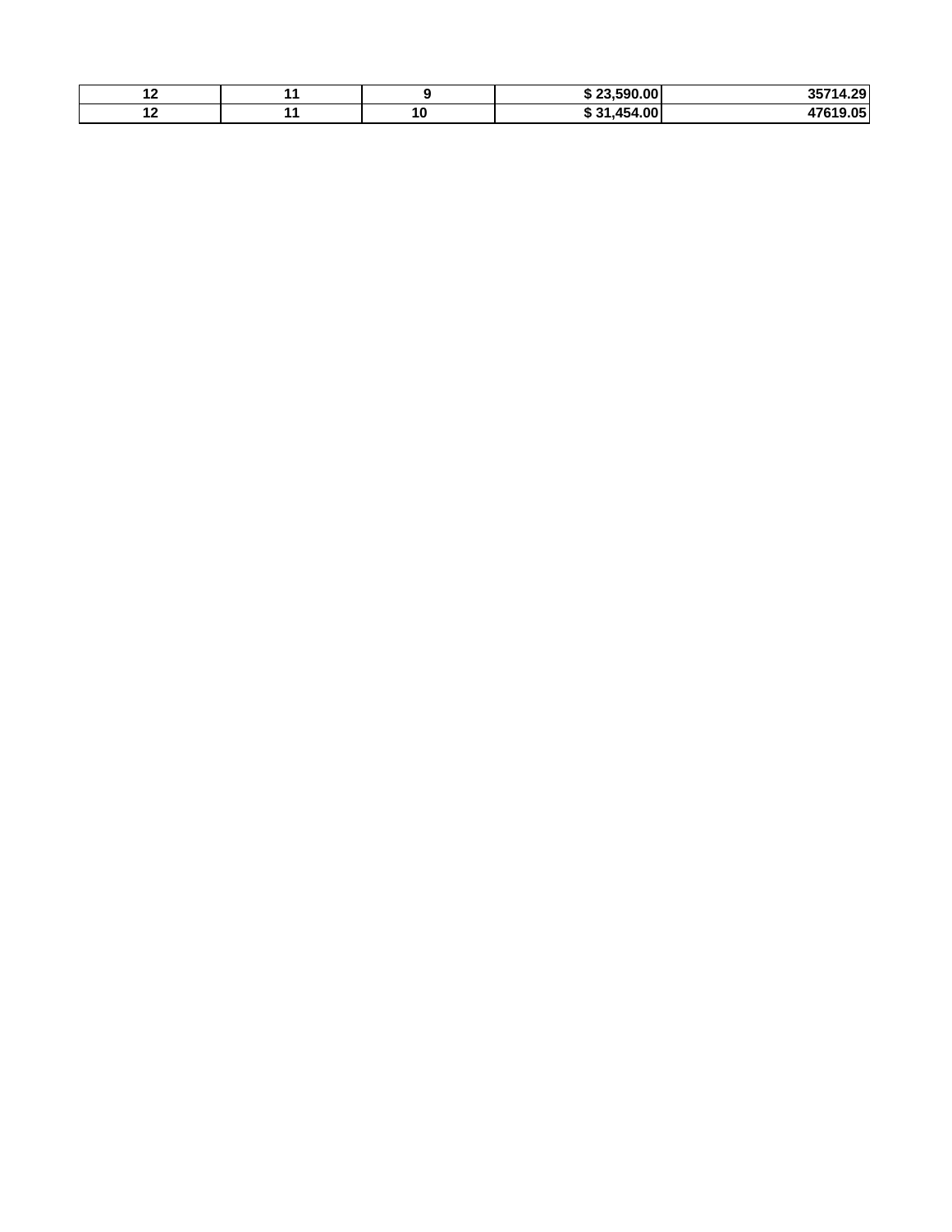| | | | | |
|---|---|---|---|---|
| **12** | **11** | **9** | **$ 23,590.00** | **35714.29** |
| **12** | **11** | **10** | **$ 31,454.00** | **47619.05** |